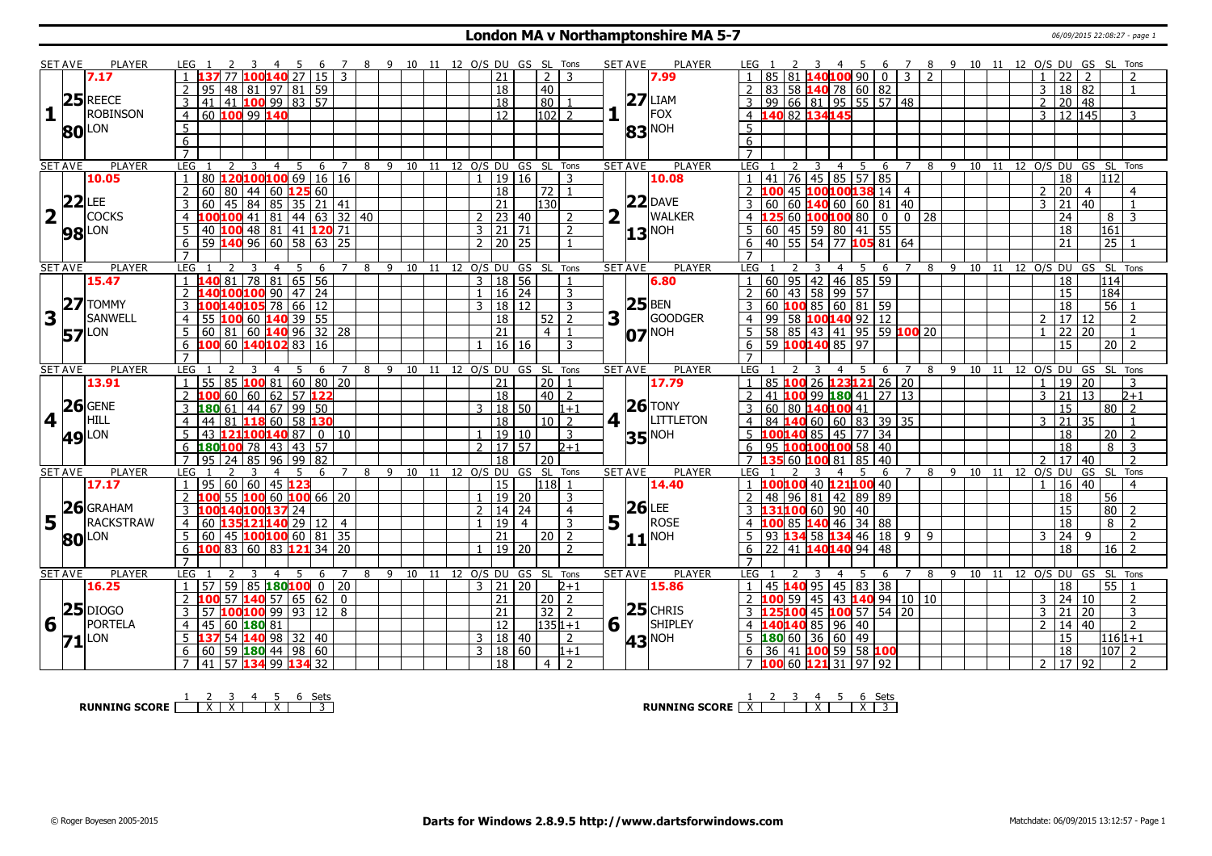# London MA v Northamptonshire MA 5-7

06/09/2015 22:08:27 - page 1

| SET AVE | PLAYER | LEG | 1 | 2 | 3 | 4 | 5 | 6 | 7 | 8 | 9 | 10 | 11 | 12 | O/S | DU | GS | SL | Tons | SET AVE | PLAYER | LEG | 1 | 2 | 3 | 4 | 5 | 6 | 7 | 8 | 9 | 10 | 11 | 12 | O/S | DU | GS | SL | Tons |
|---|---|---|---|---|---|---|---|---|---|---|---|---|---|---|---|---|---|---|---|---|---|---|---|---|---|---|---|---|---|---|---|---|---|---|---|---|---|---|---|
| 7.17 | | 1 | 137 | 77 | 100 | 140 | 27 | 15 | 3 | | | | | | | 21 | | 2 | 3 | 7.99 | | 1 | 85 | 81 | 140 | 100 | 90 | 0 | 3 | 2 | | | | | 1 | 22 | 2 | | 2 |
| 1 | 25 REECE ROBINSON | 2 | 95 | 48 | 81 | 97 | 81 | 59 | | | | | | | | 18 | | 40 | | 1 | 27 LIAM FOX | 2 | 83 | 58 | 140 | 78 | 60 | 82 | | | | | | | 3 | 18 | 82 | | 1 |
| | | 3 | 41 | 41 | 100 | 99 | 83 | 57 | | | | | | | | 18 | | 80 | 1 | | | 3 | 99 | 66 | 81 | 95 | 55 | 57 | 48 | | | | | | 2 | 20 | 48 | | |
| | 80 LON | 4 | 60 | 100 | 99 | 140 | | | | | | | | | | 12 | | 102 | 2 | | 83 NOH | 4 | 140 | 82 | 134 | 145 | | | | | | | | | 3 | 12 | 145 | | 3 |
| | | 5 | | | | | | | | | | | | | | | | | | | | 5 | | | | | | | | | | | | | | | | | |
| | | 6 | | | | | | | | | | | | | | | | | | | | 6 | | | | | | | | | | | | | | | | | |
| | | 7 | | | | | | | | | | | | | | | | | | | | 7 | | | | | | | | | | | | | | | | | |
| 10.05 | | 1 | 80 | 120 | 100 | 100 | 69 | 16 | 16 | | | | | | 1 | 19 | 16 | | 3 | 10.08 | | 1 | 41 | 76 | 45 | 85 | 57 | 85 | | | | | | | | 18 | | 112 | |
| 2 | 22 LEE COCKS | 2 | 60 | 80 | 44 | 60 | 125 | 60 | | | | | | | | 18 | | 72 | 1 | 2 | 22 DAVE WALKER | 2 | 100 | 45 | 100 | 100 | 138 | 14 | 4 | | | | | | 2 | 20 | 4 | | 4 |
| | | 3 | 60 | 45 | 84 | 85 | 35 | 21 | 41 | | | | | | | 21 | | 130 | | | | 3 | 60 | 60 | 140 | 60 | 60 | 81 | 40 | | | | | | 3 | 21 | 40 | | 1 |
| | | 4 | 100 | 100 | 41 | 81 | 44 | 63 | 32 | 40 | | | | | 2 | 23 | 40 | | 2 | | | 4 | 125 | 60 | 100 | 100 | 80 | 0 | 0 | 28 | | | | | | 24 | | 8 | 3 |
| | 98 LON | 5 | 40 | 100 | 48 | 81 | 41 | 120 | 71 | | | | | | 3 | 21 | 71 | | 2 | | 13 NOH | 5 | 60 | 45 | 59 | 80 | 41 | 55 | | | | | | | | 18 | | 161 | |
| | | 6 | 59 | 140 | 96 | 60 | 58 | 63 | 25 | | | | | | 2 | 20 | 25 | | 1 | | | 6 | 40 | 55 | 54 | 77 | 105 | 81 | 64 | | | | | | | 21 | | 25 | 1 |
| | | 7 | | | | | | | | | | | | | | | | | | | | 7 | | | | | | | | | | | | | | | | | |
| 15.47 | | 1 | 140 | 81 | 78 | 81 | 65 | 56 | | | | | | | 3 | 18 | 56 | | 1 | 6.80 | | 1 | 60 | 95 | 42 | 46 | 85 | 59 | | | | | | | | 18 | | 114 | |
| 3 | 27 TOMMY SANWELL | 2 | 140 | 100 | 100 | 90 | 47 | 24 | | | | | | | 1 | 16 | 24 | | 3 | 3 | 25 BEN GOODGER | 2 | 60 | 43 | 58 | 99 | 57 | | | | | | | | | 15 | | 184 | |
| | | 3 | 100 | 140 | 105 | 78 | 66 | 12 | | | | | | | 3 | 18 | 12 | | 3 | | | 3 | 60 | 100 | 85 | 60 | 81 | 59 | | | | | | | | 18 | | 56 | 1 |
| | | 4 | 55 | 100 | 60 | 140 | 39 | 55 | | | | | | | | 18 | | 52 | 2 | | | 4 | 99 | 58 | 100 | 140 | 92 | 12 | | | | | | | 2 | 17 | 12 | | 2 |
| | 57 LON | 5 | 60 | 81 | 60 | 140 | 96 | 32 | 28 | | | | | | | 21 | | 4 | 1 | | 07 NOH | 5 | 58 | 85 | 43 | 41 | 95 | 59 | 100 | 20 | | | | | 1 | 22 | 20 | | 1 |
| | | 6 | 100 | 60 | 140 | 102 | 83 | 16 | | | | | | | 1 | 16 | 16 | | 3 | | | 6 | 59 | 100 | 140 | 85 | 97 | | | | | | | | | 15 | | 20 | 2 |
| | | 7 | | | | | | | | | | | | | | | | | | | | 7 | | | | | | | | | | | | | | | | | |
| 13.91 | | 1 | 55 | 85 | 100 | 81 | 60 | 80 | 20 | | | | | | | 21 | | 20 | 1 | 17.79 | | 1 | 85 | 100 | 26 | 123 | 121 | 26 | 20 | | | | | | 1 | 19 | 20 | | 3 |
| 4 | 26 GENE HILL | 2 | 100 | 60 | 60 | 62 | 57 | 122 | | | | | | | | 18 | | 40 | 2 | 4 | 26 TONY LITTLETON | 2 | 41 | 100 | 99 | 180 | 41 | 27 | 13 | | | | | | 3 | 21 | 13 | | 2+1 |
| | | 3 | 180 | 61 | 44 | 67 | 99 | 50 | | | | | | | 3 | 18 | 50 | | 1+1 | | | 3 | 60 | 80 | 140 | 100 | 41 | | | | | | | | | 15 | | 80 | 2 |
| | | 4 | 44 | 81 | 118 | 60 | 58 | 130 | | | | | | | | 18 | | 10 | 2 | | | 4 | 84 | 140 | 60 | 60 | 83 | 39 | 35 | | | | | | 3 | 21 | 35 | | 1 |
| | 49 LON | 5 | 43 | 121 | 100 | 140 | 87 | 0 | 10 | | | | | | 1 | 19 | 10 | | 3 | | 35 NOH | 5 | 100 | 140 | 85 | 45 | 77 | 34 | | | | | | | | 18 | | 20 | 2 |
| | | 6 | 180 | 100 | 78 | 43 | 43 | 57 | | | | | | | 2 | 17 | 57 | | 2+1 | | | 6 | 95 | 100 | 100 | 100 | 58 | 40 | | | | | | | | 18 | | 8 | 3 |
| | | 7 | 95 | 24 | 85 | 96 | 99 | 82 | | | | | | | | 18 | | 20 | | | | 7 | 135 | 60 | 100 | 81 | 85 | 40 | | | | | | | 2 | 17 | 40 | | 2 |
| 17.17 | | 1 | 95 | 60 | 60 | 45 | 123 | | | | | | | | | 15 | | 118 | 1 | 14.40 | | 1 | 100 | 100 | 40 | 121 | 100 | 40 | | | | | | | 1 | 16 | 40 | | 4 |
| 5 | 26 GRAHAM RACKSTRAW | 2 | 100 | 55 | 100 | 60 | 100 | 66 | 20 | | | | | | 1 | 19 | 20 | | 3 | 5 | 26 LEE ROSE | 2 | 48 | 96 | 81 | 42 | 89 | 89 | | | | | | | | 18 | | 56 | |
| | | 3 | 100 | 140 | 100 | 137 | 24 | | | | | | | | 2 | 14 | 24 | | 4 | | | 3 | 131 | 100 | 60 | 90 | 40 | | | | | | | | | 15 | | 80 | 2 |
| | | 4 | 60 | 135 | 121 | 140 | 29 | 12 | 4 | | | | | | 1 | 19 | 4 | | 3 | | | 4 | 100 | 85 | 140 | 46 | 34 | 88 | | | | | | | | 18 | | 8 | 2 |
| | 80 LON | 5 | 60 | 45 | 100 | 100 | 60 | 81 | 35 | | | | | | | 21 | | 20 | 2 | | 11 NOH | 5 | 93 | 134 | 58 | 134 | 46 | 18 | 9 | 9 | | | | | 3 | 24 | 9 | | 2 |
| | | 6 | 100 | 83 | 60 | 83 | 121 | 34 | 20 | | | | | | 1 | 19 | 20 | | 2 | | | 6 | 22 | 41 | 140 | 140 | 94 | 48 | | | | | | | | 18 | | 16 | 2 |
| | | 7 | | | | | | | | | | | | | | | | | | | | 7 | | | | | | | | | | | | | | | | | |
| 16.25 | | 1 | 57 | 59 | 85 | 180 | 100 | 0 | 20 | | | | | | 3 | 21 | 20 | | 2+1 | 15.86 | | 1 | 45 | 140 | 95 | 45 | 83 | 38 | | | | | | | | 18 | | 55 | 1 |
| 6 | 25 DIOGO PORTELA | 2 | 100 | 57 | 140 | 57 | 65 | 62 | 0 | | | | | | | 21 | | 20 | 2 | 6 | 25 CHRIS SHIPLEY | 2 | 100 | 59 | 45 | 43 | 140 | 94 | 10 | 10 | | | | | 3 | 24 | 10 | | 2 |
| | | 3 | 57 | 100 | 100 | 99 | 93 | 12 | 8 | | | | | | | 21 | | 32 | 2 | | | 3 | 125 | 100 | 45 | 100 | 57 | 54 | 20 | | | | | | 3 | 21 | 20 | | 3 |
| | | 4 | 45 | 60 | 180 | 81 | | | | | | | | | | 12 | | 135 | 1+1 | | | 4 | 140 | 140 | 85 | 96 | 40 | | | | | | | | 2 | 14 | 40 | | 2 |
| | 71 LON | 5 | 137 | 54 | 140 | 98 | 32 | 40 | | | | | | | 3 | 18 | 40 | | 2 | | 43 NOH | 5 | 180 | 60 | 36 | 60 | 49 | | | | | | | | | 15 | | 116 | 1+1 |
| | | 6 | 60 | 59 | 180 | 44 | 98 | 60 | | | | | | | 3 | 18 | 60 | | 1+1 | | | 6 | 36 | 41 | 100 | 59 | 58 | 100 | | | | | | | | 18 | | 107 | 2 |
| | | 7 | 41 | 57 | 134 | 99 | 134 | 32 | | | | | | | | 18 | | 4 | 2 | | | 7 | 100 | 60 | 121 | 31 | 97 | 92 | | | | | | | 2 | 17 | 92 | | 2 |

| RUNNING SCORE | 1 | 2 | 3 | 4 | 5 | 6 | Sets |
|---|---|---|---|---|---|---|---|
| London | | X | X | | X | | 3 |
| Northamptonshire | X | | | X | | X | 3 |

© Roger Boyesen 2005-2015 | **Darts for Windows 2.8.9.5 http://www.dartsforwindows.com** | Matchdate: 06/09/2015 13:12:57 - Page 1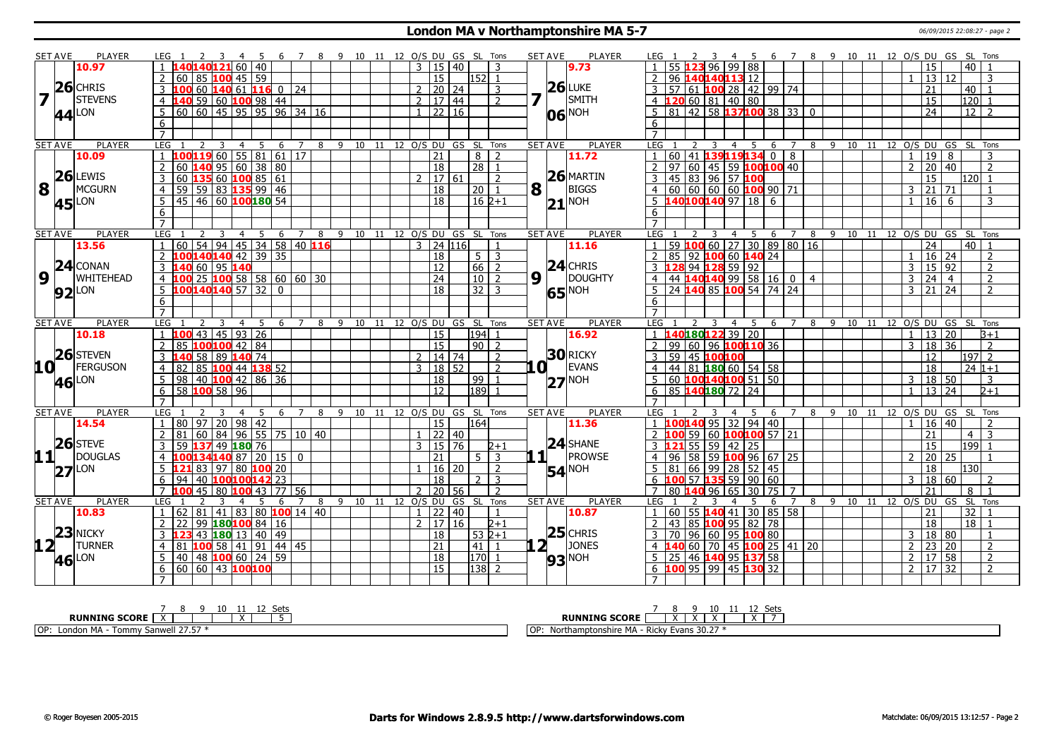# London MA v Northamptonshire MA 5-7

06/09/2015 22:08:27 - page 2

| SET AVE | PLAYER | LEG | 1 | 2 | 3 | 4 | 5 | 6 | 7 | 8 | 9 | 10 | 11 | 12 | O/S | DU | GS | SL | Tons | SET AVE | PLAYER | LEG | 1 | 2 | 3 | 4 | 5 | 6 | 7 | 8 | 9 | 10 | 11 | 12 | O/S | DU | GS | SL | Tons |
|---|---|---|---|---|---|---|---|---|---|---|---|---|---|---|---|---|---|---|---|---|---|---|---|---|---|---|---|---|---|---|---|---|---|---|---|---|---|---|---|
| 10.97 | | 1 | 140 | 140 | 121 | 60 | 40 | | | | | | | | 3 | 15 | 40 | | 3 | 9.73 | | 1 | 55 | 123 | 96 | 99 | 88 | | | | | | | | | 15 | | 40 | 1 |
| 7 | 26 CHRIS STEVENS 44 LON | 2 | 60 | 85 | 100 | 45 | 59 | | | | | | | | | 15 | | 152 | 1 | 7 | 26 LUKE SMITH 06 NOH | 2 | 96 | 140 | 140 | 113 | 12 | | | | | | | | 1 | 13 | 12 | | 3 |
| | | 3 | 100 | 60 | 140 | 61 | 116 | 0 | 24 | | | | | | 2 | 20 | 24 | | 3 | | | 3 | 57 | 61 | 100 | 28 | 42 | 99 | 74 | | | | | | | 21 | | 40 | 1 |
| | | 4 | 140 | 59 | 60 | 100 | 98 | 44 | | | | | | | 2 | 17 | 44 | | 2 | | | 4 | 120 | 60 | 81 | 40 | 80 | | | | | | | | | 15 | | 120 | 1 |
| | | 5 | 60 | 60 | 45 | 95 | 95 | 96 | 34 | 16 | | | | | 1 | 22 | 16 | | | | | 5 | 81 | 42 | 58 | 137 | 100 | 38 | 33 | 0 | | | | | | 24 | | 12 | 2 |
| | | 6 | | | | | | | | | | | | | | | | | | | | 6 | | | | | | | | | | | | | | | | | |
| | | 7 | | | | | | | | | | | | | | | | | | | | 7 | | | | | | | | | | | | | | | | | |
| 10.09 | | 1 | 100 | 119 | 60 | 55 | 81 | 61 | 17 | | | | | | | 21 | | 8 | 2 | 11.72 | | 1 | 60 | 41 | 139 | 119 | 134 | 0 | 8 | | | | | | 1 | 19 | 8 | | 3 |
| 8 | 26 LEWIS MCGURN 45 LON | 2 | 60 | 140 | 95 | 60 | 38 | 80 | | | | | | | | 18 | | 28 | 1 | 8 | 26 MARTIN BIGGS 21 NOH | 2 | 97 | 60 | 45 | 59 | 100 | 100 | 40 | | | | | | 2 | 20 | 40 | | 2 |
| | | 3 | 60 | 135 | 60 | 100 | 85 | 61 | | | | | | | 2 | 17 | 61 | | 2 | | | 3 | 45 | 83 | 96 | 57 | 100 | | | | | | | | | 15 | | 120 | 1 |
| | | 4 | 59 | 59 | 83 | 135 | 99 | 46 | | | | | | | | 18 | | 20 | 1 | | | 4 | 60 | 60 | 60 | 60 | 100 | 90 | 71 | | | | | | 3 | 21 | 71 | | 1 |
| | | 5 | 45 | 46 | 60 | 100 | 180 | 54 | | | | | | | | 18 | | 16 | 2+1 | | | 5 | 140 | 100 | 140 | 97 | 18 | 6 | | | | | | | 1 | 16 | 6 | | 3 |
| | | 6 | | | | | | | | | | | | | | | | | | | | 6 | | | | | | | | | | | | | | | | | |
| | | 7 | | | | | | | | | | | | | | | | | | | | 7 | | | | | | | | | | | | | | | | | |
| 13.56 | | 1 | 60 | 54 | 94 | 45 | 34 | 58 | 40 | 116 | | | | | 3 | 24 | 116 | | 1 | 11.16 | | 1 | 59 | 100 | 60 | 27 | 30 | 89 | 80 | 16 | | | | | | 24 | | 40 | 1 |
| 9 | 24 CONAN WHITEHEAD 92 LON | 2 | 100 | 140 | 140 | 42 | 39 | 35 | | | | | | | | 18 | | 5 | 3 | 9 | 24 CHRIS DOUGHTY 65 NOH | 2 | 85 | 92 | 100 | 60 | 140 | 24 | | | | | | | 1 | 16 | 24 | | 2 |
| | | 3 | 140 | 60 | 95 | 140 | | | | | | | | | | 12 | | 66 | 2 | | | 3 | 128 | 94 | 128 | 59 | 92 | | | | | | | | 3 | 15 | 92 | | 2 |
| | | 4 | 100 | 25 | 100 | 58 | 58 | 60 | 60 | 30 | | | | | | 24 | | 10 | 2 | | | 4 | 44 | 140 | 140 | 99 | 58 | 16 | 0 | 4 | | | | | 3 | 24 | 4 | | 2 |
| | | 5 | 100 | 140 | 140 | 57 | 32 | 0 | | | | | | | | 18 | | 32 | 3 | | | 5 | 24 | 140 | 85 | 100 | 54 | 74 | 24 | | | | | | 3 | 21 | 24 | | 2 |
| | | 6 | | | | | | | | | | | | | | | | | | | | 6 | | | | | | | | | | | | | | | | | |
| | | 7 | | | | | | | | | | | | | | | | | | | | 7 | | | | | | | | | | | | | | | | | |
| 10.18 | | 1 | 100 | 43 | 45 | 93 | 26 | | | | | | | | | 15 | | 194 | 1 | 16.92 | | 1 | 140 | 180 | 122 | 39 | 20 | | | | | | | | 1 | 13 | 20 | | 3+1 |
| 10 | 26 STEVEN FERGUSON 46 LON | 2 | 85 | 100 | 100 | 42 | 84 | | | | | | | | | 15 | | 90 | 2 | 10 | 30 RICKY EVANS 27 NOH | 2 | 99 | 60 | 96 | 100 | 110 | 36 | | | | | | | 3 | 18 | 36 | | 2 |
| | | 3 | 140 | 58 | 89 | 140 | 74 | | | | | | | | 2 | 14 | 74 | | 2 | | | 3 | 59 | 45 | 100 | 100 | | | | | | | | | | 12 | | 197 | 2 |
| | | 4 | 82 | 85 | 100 | 44 | 138 | 52 | | | | | | | 3 | 18 | 52 | | 2 | | | 4 | 44 | 81 | 180 | 60 | 54 | 58 | | | | | | | | 18 | | 24 | 1+1 |
| | | 5 | 98 | 40 | 100 | 42 | 86 | 36 | | | | | | | | 18 | | 99 | 1 | | | 5 | 60 | 100 | 140 | 100 | 51 | 50 | | | | | | | 3 | 18 | 50 | | 3 |
| | | 6 | 58 | 100 | 58 | 96 | | | | | | | | | | 12 | | 189 | 1 | | | 6 | 85 | 140 | 180 | 72 | 24 | | | | | | | | 1 | 13 | 24 | | 2+1 |
| | | 7 | | | | | | | | | | | | | | | | | | | | 7 | | | | | | | | | | | | | | | | | |
| 14.54 | | 1 | 80 | 97 | 20 | 98 | 42 | | | | | | | | | 15 | | 164 | | 11.36 | | 1 | 100 | 140 | 95 | 32 | 94 | 40 | | | | | | | 1 | 16 | 40 | | 2 |
| 11 | 26 STEVE DOUGLAS 27 LON | 2 | 81 | 60 | 84 | 96 | 55 | 75 | 10 | 40 | | | | | 1 | 22 | 40 | | | 11 | 24 SHANE PROWSE 54 NOH | 2 | 100 | 59 | 60 | 100 | 100 | 57 | 21 | | | | | | | 21 | | 4 | 3 |
| | | 3 | 59 | 137 | 49 | 180 | 76 | | | | | | | | 3 | 15 | 76 | | 2+1 | | | 3 | 121 | 55 | 59 | 42 | 25 | | | | | | | | | 15 | | 199 | 1 |
| | | 4 | 100 | 134 | 140 | 87 | 20 | 15 | 0 | | | | | | | 21 | | 5 | 3 | | | 4 | 96 | 58 | 59 | 100 | 96 | 67 | 25 | | | | | | 2 | 20 | 25 | | 1 |
| | | 5 | 121 | 83 | 97 | 80 | 100 | 20 | | | | | | | 1 | 16 | 20 | | 2 | | | 5 | 81 | 66 | 99 | 28 | 52 | 45 | | | | | | | | 18 | | 130 | |
| | | 6 | 94 | 40 | 100 | 100 | 142 | 23 | | | | | | | | 18 | | 2 | 3 | | | 6 | 100 | 57 | 135 | 59 | 90 | 60 | | | | | | | 3 | 18 | 60 | | 2 |
| | | 7 | 100 | 45 | 80 | 100 | 43 | 77 | 56 | | | | | | 2 | 20 | 56 | | 2 | | | 7 | 80 | 140 | 96 | 65 | 30 | 75 | 7 | | | | | | | 21 | | 8 | 1 |
| 10.83 | | 1 | 62 | 81 | 41 | 83 | 80 | 100 | 14 | 40 | | | | | 1 | 22 | 40 | | 1 | 10.87 | | 1 | 60 | 55 | 140 | 41 | 30 | 85 | 58 | | | | | | | 21 | | 32 | 1 |
| 12 | 23 NICKY TURNER 46 LON | 2 | 22 | 99 | 180 | 100 | 84 | 16 | | | | | | | 2 | 17 | 16 | | 2+1 | 12 | 25 CHRIS JONES 93 NOH | 2 | 43 | 85 | 100 | 95 | 82 | 78 | | | | | | | | 18 | | 18 | 1 |
| | | 3 | 123 | 43 | 180 | 13 | 40 | 49 | | | | | | | | 18 | | 53 | 2+1 | | | 3 | 70 | 96 | 60 | 95 | 100 | 80 | | | | | | | 3 | 18 | 80 | | 1 |
| | | 4 | 81 | 100 | 58 | 41 | 91 | 44 | 45 | | | | | | | 21 | | 41 | 1 | | | 4 | 140 | 60 | 70 | 45 | 100 | 25 | 41 | 20 | | | | | 2 | 23 | 20 | | 2 |
| | | 5 | 40 | 48 | 100 | 60 | 24 | 59 | | | | | | | | 18 | | 170 | 1 | | | 5 | 25 | 46 | 140 | 95 | 137 | 58 | | | | | | | 2 | 17 | 58 | | 2 |
| | | 6 | 60 | 60 | 43 | 100 | 100 | | | | | | | | | 15 | | 138 | 2 | | | 6 | 100 | 95 | 99 | 45 | 130 | 32 | | | | | | | 2 | 17 | 32 | | 2 |
| | | 7 | | | | | | | | | | | | | | | | | | | | 7 | | | | | | | | | | | | | | | | | |

| RUNNING SCORE | 7 | 8 | 9 | 10 | 11 | 12 | Sets |
|---|---|---|---|---|---|---|---|
| London MA | X | | | | X | | 5 |
| Northamptonshire MA | | X | X | X | | X | 7 |

OP: London MA - Tommy Sanwell 27.57 *

OP: Northamptonshire MA - Ricky Evans 30.27 *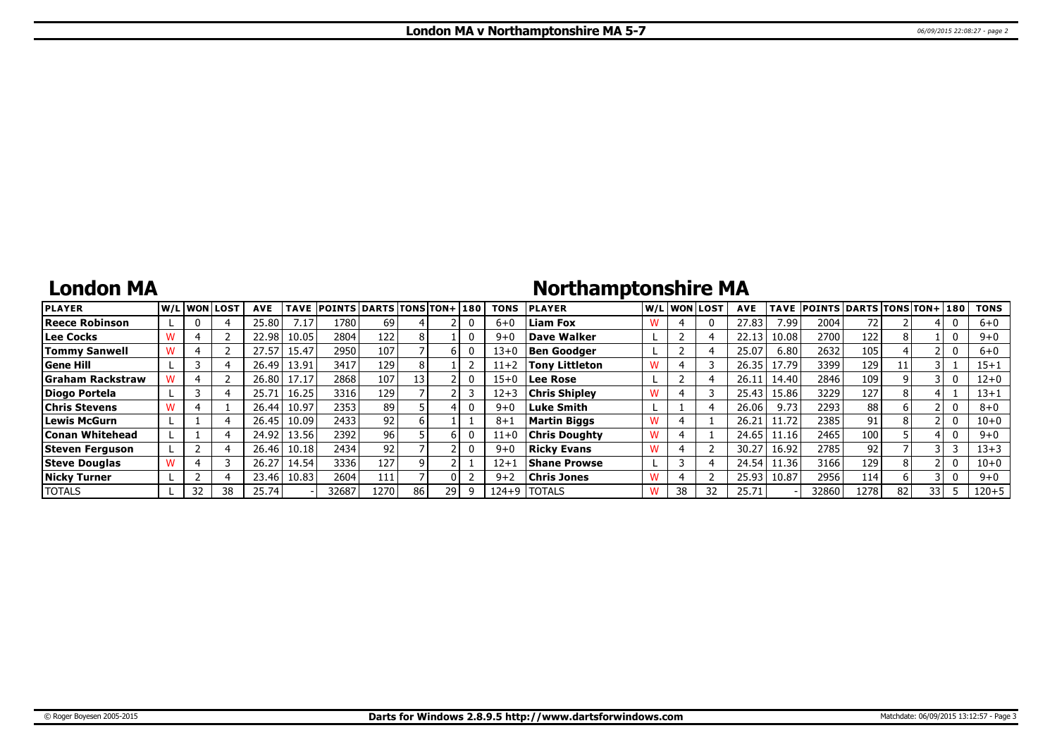# London MA v Northamptonshire MA 5-7

## London MA

| PLAYER | W/L | WON | LOST | AVE | TAVE | POINTS | DARTS | TONS | TON+ | 180 | TONS |
|---|---|---|---|---|---|---|---|---|---|---|---|
| Reece Robinson | L | 0 | 4 | 25.80 | 7.17 | 1780 | 69 | 4 | 2 | 0 | 6+0 |
| Lee Cocks | W | 4 | 2 | 22.98 | 10.05 | 2804 | 122 | 8 | 1 | 0 | 9+0 |
| Tommy Sanwell | W | 4 | 2 | 27.57 | 15.47 | 2950 | 107 | 7 | 6 | 0 | 13+0 |
| Gene Hill | L | 3 | 4 | 26.49 | 13.91 | 3417 | 129 | 8 | 1 | 2 | 11+2 |
| Graham Rackstraw | W | 4 | 2 | 26.80 | 17.17 | 2868 | 107 | 13 | 2 | 0 | 15+0 |
| Diogo Portela | L | 3 | 4 | 25.71 | 16.25 | 3316 | 129 | 7 | 2 | 3 | 12+3 |
| Chris Stevens | W | 4 | 1 | 26.44 | 10.97 | 2353 | 89 | 5 | 4 | 0 | 9+0 |
| Lewis McGurn | L | 1 | 4 | 26.45 | 10.09 | 2433 | 92 | 6 | 1 | 1 | 8+1 |
| Conan Whitehead | L | 1 | 4 | 24.92 | 13.56 | 2392 | 96 | 5 | 6 | 0 | 11+0 |
| Steven Ferguson | L | 2 | 4 | 26.46 | 10.18 | 2434 | 92 | 7 | 2 | 0 | 9+0 |
| Steve Douglas | W | 4 | 3 | 26.27 | 14.54 | 3336 | 127 | 9 | 2 | 1 | 12+1 |
| Nicky Turner | L | 2 | 4 | 23.46 | 10.83 | 2604 | 111 | 7 | 0 | 2 | 9+2 |
| TOTALS | L | 32 | 38 | 25.74 | - | 32687 | 1270 | 86 | 29 | 9 | 124+9 |

## Northamptonshire MA

| PLAYER | W/L | WON | LOST | AVE | TAVE | POINTS | DARTS | TONS | TON+ | 180 | TONS |
|---|---|---|---|---|---|---|---|---|---|---|---|
| Liam Fox | W | 4 | 0 | 27.83 | 7.99 | 2004 | 72 | 2 | 4 | 0 | 6+0 |
| Dave Walker | L | 2 | 4 | 22.13 | 10.08 | 2700 | 122 | 8 | 1 | 0 | 9+0 |
| Ben Goodger | L | 2 | 4 | 25.07 | 6.80 | 2632 | 105 | 4 | 2 | 0 | 6+0 |
| Tony Littleton | W | 4 | 3 | 26.35 | 17.79 | 3399 | 129 | 11 | 3 | 1 | 15+1 |
| Lee Rose | L | 2 | 4 | 26.11 | 14.40 | 2846 | 109 | 9 | 3 | 0 | 12+0 |
| Chris Shipley | W | 4 | 3 | 25.43 | 15.86 | 3229 | 127 | 8 | 4 | 1 | 13+1 |
| Luke Smith | L | 1 | 4 | 26.06 | 9.73 | 2293 | 88 | 6 | 2 | 0 | 8+0 |
| Martin Biggs | W | 4 | 1 | 26.21 | 11.72 | 2385 | 91 | 8 | 2 | 0 | 10+0 |
| Chris Doughty | W | 4 | 1 | 24.65 | 11.16 | 2465 | 100 | 5 | 4 | 0 | 9+0 |
| Ricky Evans | W | 4 | 2 | 30.27 | 16.92 | 2785 | 92 | 7 | 3 | 3 | 13+3 |
| Shane Prowse | L | 3 | 4 | 24.54 | 11.36 | 3166 | 129 | 8 | 2 | 0 | 10+0 |
| Chris Jones | W | 4 | 2 | 25.93 | 10.87 | 2956 | 114 | 6 | 3 | 0 | 9+0 |
| TOTALS | W | 38 | 32 | 25.71 | - | 32860 | 1278 | 82 | 33 | 5 | 120+5 |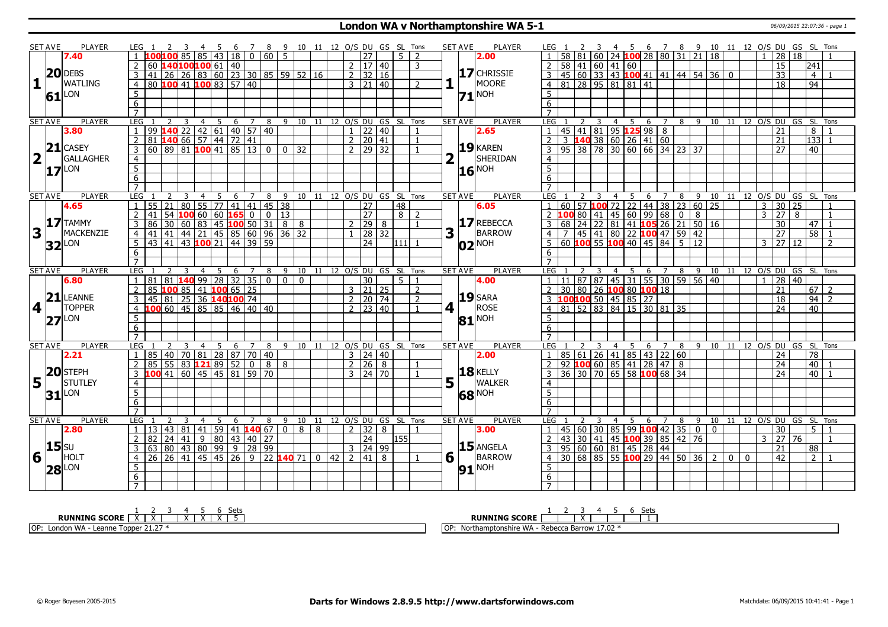# London WA v Northamptonshire WA 5-1

06/09/2015 22:07:36 - page 1

| SET AVE | PLAYER | LEG | 1 | 2 | 3 | 4 | 5 | 6 | 7 | 8 | 9 | 10 | 11 | 12 | O/S | DU | GS | SL | Tons | SET AVE | PLAYER | LEG | 1 | 2 | 3 | 4 | 5 | 6 | 7 | 8 | 9 | 10 | 11 | 12 | O/S | DU | GS | SL | Tons |
|---|---|---|---|---|---|---|---|---|---|---|---|---|---|---|---|---|---|---|---|---|---|---|---|---|---|---|---|---|---|---|---|---|---|---|---|---|---|---|---|
| 7.40 | DEBS WATLING | 1 | 100 | 100 | 85 | 85 | 43 | 18 | 0 | 60 | 5 | | | | | 27 | | 5 | 2 | 2.00 | CHRISSIE MOORE | 1 | 58 | 81 | 60 | 24 | 100 | 28 | 80 | 31 | 21 | 18 | | | 1 | 28 | 18 | | 1 |
| 20 | | 2 | 60 | 140 | 100 | 100 | 61 | 40 | | | | | | | 2 | 17 | 40 | | 3 | 17 | | 2 | 58 | 41 | 60 | 41 | 60 | | | | | | | | | 15 | | 241 | |
| 1 | | 3 | 41 | 26 | 26 | 83 | 60 | 23 | 30 | 85 | 59 | 52 | 16 | | 2 | 32 | 16 | | | 1 | | 3 | 45 | 60 | 33 | 43 | 100 | 41 | 41 | 44 | 54 | 36 | 0 | | | 33 | | 4 | 1 |
| 61 | LON | 4 | 80 | 100 | 41 | 100 | 83 | 57 | 40 | | | | | | 3 | 21 | 40 | | 2 | 71 | NOH | 4 | 81 | 28 | 95 | 81 | 81 | 41 | | | | | | | | 18 | | 94 | |
| | | 5 | | | | | | | | | | | | | | | | | | | | 5 | | | | | | | | | | | | | | | | | |
| | | 6 | | | | | | | | | | | | | | | | | | | | 6 | | | | | | | | | | | | | | | | | |
| | | 7 | | | | | | | | | | | | | | | | | | | | 7 | | | | | | | | | | | | | | | | | |
| 3.80 | CASEY GALLAGHER | 1 | 99 | 140 | 22 | 42 | 61 | 40 | 57 | 40 | | | | | 1 | 22 | 40 | | 1 | 2.65 | KAREN SHERIDAN | 1 | 45 | 41 | 81 | 95 | 125 | 98 | 8 | | | | | | | 21 | | 8 | 1 |
| 21 | | 2 | 81 | 140 | 66 | 57 | 44 | 72 | 41 | | | | | | 2 | 20 | 41 | | 1 | 19 | | 2 | 3 | 140 | 38 | 60 | 26 | 41 | 60 | | | | | | | 21 | | 133 | 1 |
| 2 | | 3 | 60 | 89 | 81 | 100 | 41 | 85 | 13 | 0 | 0 | 32 | | | 2 | 29 | 32 | | 1 | 2 | | 3 | 95 | 38 | 78 | 30 | 60 | 66 | 34 | 23 | 37 | | | | | 27 | | 40 | |
| 17 | LON | 4 | | | | | | | | | | | | | | | | | | 16 | NOH | 4 | | | | | | | | | | | | | | | | | |
| | | 5 | | | | | | | | | | | | | | | | | | | | 5 | | | | | | | | | | | | | | | | | |
| | | 6 | | | | | | | | | | | | | | | | | | | | 6 | | | | | | | | | | | | | | | | | |
| | | 7 | | | | | | | | | | | | | | | | | | | | 7 | | | | | | | | | | | | | | | | | |
| 4.65 | TAMMY MACKENZIE | 1 | 55 | 21 | 80 | 55 | 77 | 41 | 41 | 45 | 38 | | | | | 27 | | 48 | | 6.05 | REBECCA BARROW | 1 | 60 | 57 | 100 | 72 | 22 | 44 | 38 | 23 | 60 | 25 | | | 3 | 30 | 25 | | 1 |
| 17 | | 2 | 41 | 54 | 100 | 60 | 60 | 165 | 0 | 0 | 13 | | | | | 27 | | 8 | 2 | 17 | | 2 | 100 | 80 | 41 | 45 | 60 | 99 | 68 | 0 | 8 | | | | 3 | 27 | 8 | | 1 |
| 3 | | 3 | 86 | 30 | 60 | 83 | 45 | 100 | 50 | 31 | 8 | 8 | | | 2 | 29 | 8 | | 1 | 3 | | 3 | 68 | 24 | 22 | 81 | 41 | 105 | 26 | 21 | 50 | 16 | | | | 30 | | 47 | 1 |
| 32 | LON | 4 | 41 | 41 | 44 | 21 | 45 | 85 | 60 | 96 | 36 | 32 | | | 1 | 28 | 32 | | | 02 | NOH | 4 | 7 | 45 | 41 | 80 | 22 | 100 | 47 | 59 | 42 | | | | | 27 | | 58 | 1 |
| | | 5 | 43 | 41 | 43 | 100 | 21 | 44 | 39 | 59 | | | | | | 24 | | 111 | 1 | | | 5 | 60 | 100 | 55 | 100 | 40 | 45 | 84 | 5 | 12 | | | | 3 | 27 | 12 | | 2 |
| | | 6 | | | | | | | | | | | | | | | | | | | | 6 | | | | | | | | | | | | | | | | | |
| | | 7 | | | | | | | | | | | | | | | | | | | | 7 | | | | | | | | | | | | | | | | | |
| 6.80 | LEANNE TOPPER | 1 | 81 | 81 | 140 | 99 | 28 | 32 | 35 | 0 | 0 | 0 | | | | 30 | | 5 | 1 | 4.00 | SARA ROSE | 1 | 11 | 87 | 87 | 45 | 31 | 55 | 30 | 59 | 56 | 40 | | | 1 | 28 | 40 | | |
| 21 | | 2 | 85 | 100 | 85 | 41 | 100 | 65 | 25 | | | | | | 3 | 21 | 25 | | 2 | 19 | | 2 | 30 | 80 | 26 | 100 | 80 | 100 | 18 | | | | | | | 21 | | 67 | 2 |
| 4 | | 3 | 45 | 81 | 25 | 36 | 140 | 100 | 74 | | | | | | 2 | 20 | 74 | | 2 | 4 | | 3 | 100 | 100 | 50 | 45 | 85 | 27 | | | | | | | | 18 | | 94 | 2 |
| 27 | LON | 4 | 100 | 60 | 45 | 85 | 85 | 46 | 40 | 40 | | | | | 2 | 23 | 40 | | 1 | 81 | NOH | 4 | 81 | 52 | 83 | 84 | 15 | 30 | 81 | 35 | | | | | | 24 | | 40 | |
| | | 5 | | | | | | | | | | | | | | | | | | | | 5 | | | | | | | | | | | | | | | | | |
| | | 6 | | | | | | | | | | | | | | | | | | | | 6 | | | | | | | | | | | | | | | | | |
| | | 7 | | | | | | | | | | | | | | | | | | | | 7 | | | | | | | | | | | | | | | | | |
| 2.21 | STEPH STUTLEY | 1 | 85 | 40 | 70 | 81 | 28 | 87 | 70 | 40 | | | | | 3 | 24 | 40 | | | 2.00 | KELLY WALKER | 1 | 85 | 61 | 26 | 41 | 85 | 43 | 22 | 60 | | | | | | 24 | | 78 | |
| 20 | | 2 | 85 | 55 | 83 | 121 | 89 | 52 | 0 | 8 | 8 | | | | 2 | 26 | 8 | | 1 | 18 | | 2 | 92 | 100 | 60 | 85 | 41 | 28 | 47 | 8 | | | | | | 24 | | 40 | 1 |
| 5 | | 3 | 100 | 41 | 60 | 45 | 45 | 81 | 59 | 70 | | | | | 3 | 24 | 70 | | 1 | 5 | | 3 | 36 | 30 | 70 | 65 | 58 | 100 | 68 | 34 | | | | | | 24 | | 40 | 1 |
| 31 | LON | 4 | | | | | | | | | | | | | | | | | | 68 | NOH | 4 | | | | | | | | | | | | | | | | | |
| | | 5 | | | | | | | | | | | | | | | | | | | | 5 | | | | | | | | | | | | | | | | | |
| | | 6 | | | | | | | | | | | | | | | | | | | | 6 | | | | | | | | | | | | | | | | | |
| | | 7 | | | | | | | | | | | | | | | | | | | | 7 | | | | | | | | | | | | | | | | | |
| 2.80 | SU HOLT | 1 | 13 | 43 | 81 | 41 | 59 | 41 | 140 | 67 | 0 | 8 | 8 | | 2 | 32 | 8 | | 1 | 3.00 | ANGELA BARROW | 1 | 45 | 60 | 30 | 85 | 99 | 100 | 42 | 35 | 0 | 0 | | | | 30 | | 5 | 1 |
| 15 | | 2 | 82 | 24 | 41 | 9 | 80 | 43 | 40 | 27 | | | | | | 24 | | 155 | | 15 | | 2 | 43 | 30 | 41 | 45 | 100 | 39 | 85 | 42 | 76 | | | | 3 | 27 | 76 | | 1 |
| 6 | | 3 | 63 | 80 | 43 | 80 | 99 | 9 | 28 | 99 | | | | | 3 | 24 | 99 | | | 6 | | 3 | 95 | 60 | 60 | 81 | 45 | 28 | 44 | | | | | | | 21 | | 88 | |
| 28 | LON | 4 | 26 | 26 | 41 | 45 | 45 | 26 | 9 | 22 | 140 | 71 | 0 | 42 | 2 | 41 | 8 | | 1 | 91 | NOH | 4 | 30 | 68 | 85 | 55 | 100 | 29 | 44 | 50 | 36 | 2 | 0 | 0 | | 42 | | 2 | 1 |
| | | 5 | | | | | | | | | | | | | | | | | | | | 5 | | | | | | | | | | | | | | | | | |
| | | 6 | | | | | | | | | | | | | | | | | | | | 6 | | | | | | | | | | | | | | | | | |
| | | 7 | | | | | | | | | | | | | | | | | | | | 7 | | | | | | | | | | | | | | | | | |

| RUNNING SCORE | 1 | 2 | 3 | 4 | 5 | 6 | Sets |
|---|---|---|---|---|---|---|---|
| London WA | X | X | | X | X | X | 5 |
| Northamptonshire WA | | | X | | | | 1 |

OP: London WA - Leanne Topper 21.27 *

OP: Northamptonshire WA - Rebecca Barrow 17.02 *

© Roger Boyesen 2005-2015 | **Darts for Windows 2.8.9.5 http://www.dartsforwindows.com** | Matchdate: 06/09/2015 10:41:41 - Page 1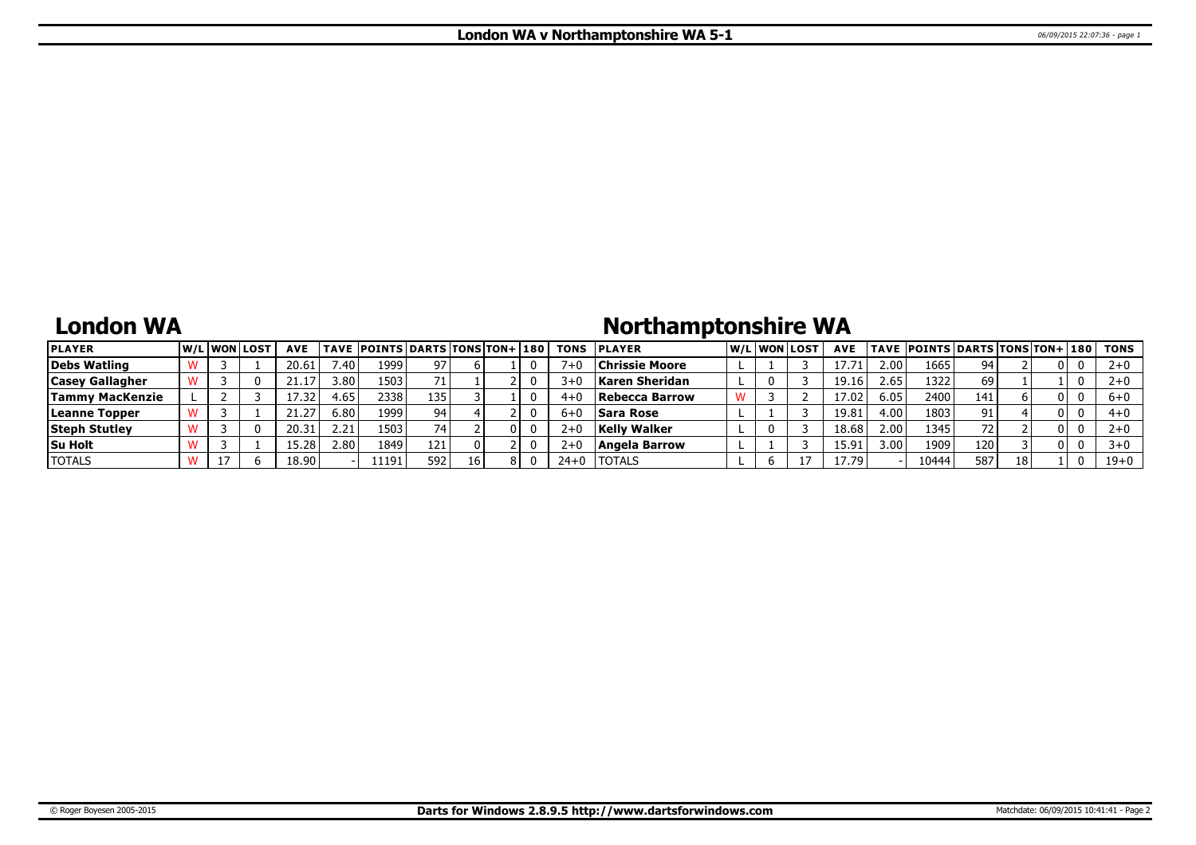# London WA v Northamptonshire WA 5-1

## London WA

| PLAYER | W/L | WON | LOST | AVE | TAVE | POINTS | DARTS | TONS | TON+ | 180 | TONS |
|---|---|---|---|---|---|---|---|---|---|---|---|
| Debs Watling | W | 3 | 1 | 20.61 | 7.40 | 1999 | 97 | 6 | 1 | 0 | 7+0 |
| Casey Gallagher | W | 3 | 0 | 21.17 | 3.80 | 1503 | 71 | 1 | 2 | 0 | 3+0 |
| Tammy MacKenzie | L | 2 | 3 | 17.32 | 4.65 | 2338 | 135 | 3 | 1 | 0 | 4+0 |
| Leanne Topper | W | 3 | 1 | 21.27 | 6.80 | 1999 | 94 | 4 | 2 | 0 | 6+0 |
| Steph Stutley | W | 3 | 0 | 20.31 | 2.21 | 1503 | 74 | 2 | 0 | 0 | 2+0 |
| Su Holt | W | 3 | 1 | 15.28 | 2.80 | 1849 | 121 | 0 | 2 | 0 | 2+0 |
| TOTALS | W | 17 | 6 | 18.90 | - | 11191 | 592 | 16 | 8 | 0 | 24+0 |

## Northamptonshire WA

| PLAYER | W/L | WON | LOST | AVE | TAVE | POINTS | DARTS | TONS | TON+ | 180 | TONS |
|---|---|---|---|---|---|---|---|---|---|---|---|
| Chrissie Moore | L | 1 | 3 | 17.71 | 2.00 | 1665 | 94 | 2 | 0 | 0 | 2+0 |
| Karen Sheridan | L | 0 | 3 | 19.16 | 2.65 | 1322 | 69 | 1 | 1 | 0 | 2+0 |
| Rebecca Barrow | W | 3 | 2 | 17.02 | 6.05 | 2400 | 141 | 6 | 0 | 0 | 6+0 |
| Sara Rose | L | 1 | 3 | 19.81 | 4.00 | 1803 | 91 | 4 | 0 | 0 | 4+0 |
| Kelly Walker | L | 0 | 3 | 18.68 | 2.00 | 1345 | 72 | 2 | 0 | 0 | 2+0 |
| Angela Barrow | L | 1 | 3 | 15.91 | 3.00 | 1909 | 120 | 3 | 0 | 0 | 3+0 |
| TOTALS | L | 6 | 17 | 17.79 | - | 10444 | 587 | 18 | 1 | 0 | 19+0 |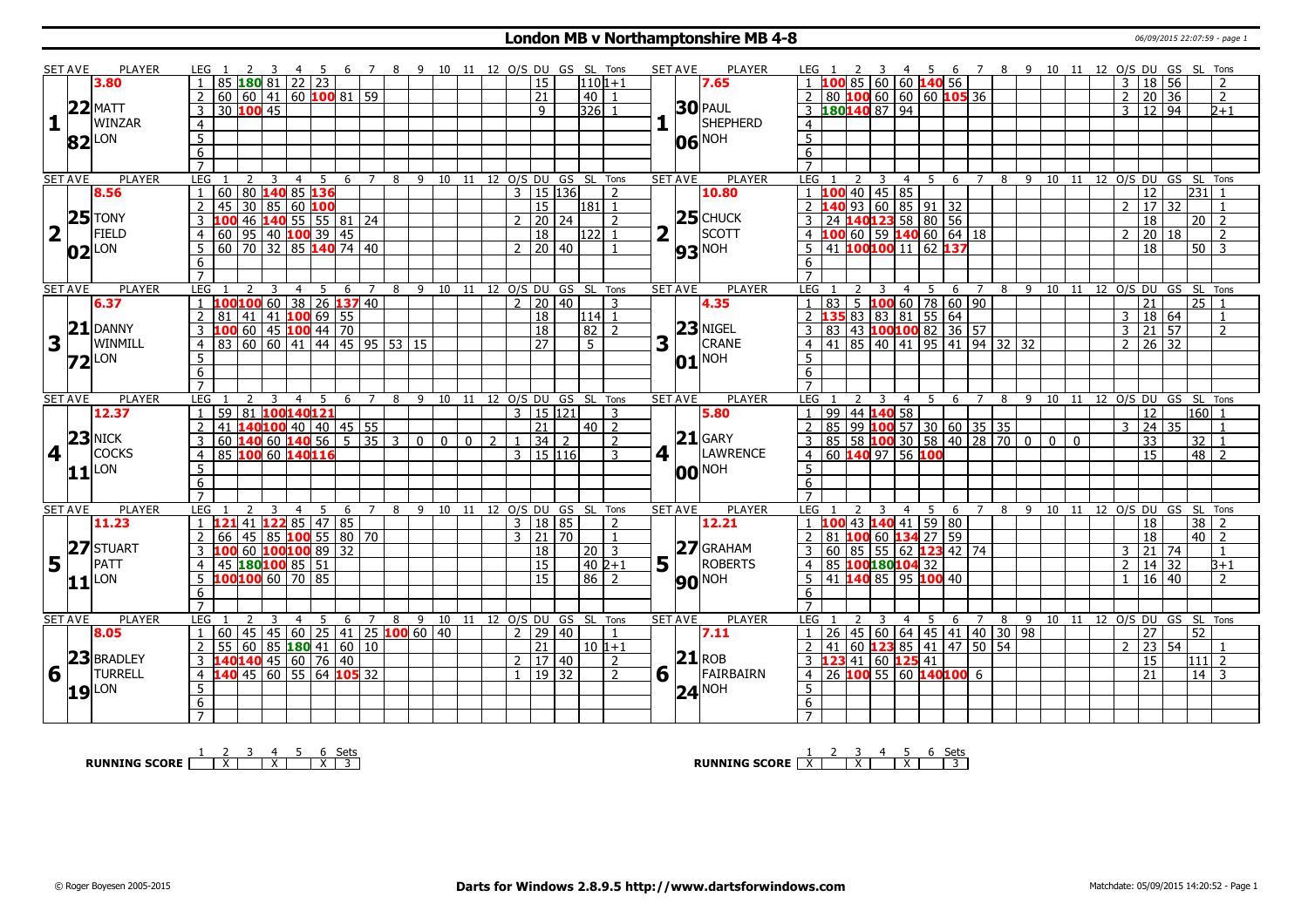# London MB v Northamptonshire MB 4-8

06/09/2015 22:07:59 - page 1

| SET AVE | PLAYER | LEG | 1 | 2 | 3 | 4 | 5 | 6 | 7 | 8 | 9 | 10 | 11 | 12 | O/S | DU | GS | SL | Tons | SET AVE | PLAYER | LEG | 1 | 2 | 3 | 4 | 5 | 6 | 7 | 8 | 9 | 10 | 11 | 12 | O/S | DU | GS | SL | Tons |
|---|---|---|---|---|---|---|---|---|---|---|---|---|---|---|---|---|---|---|---|---|---|---|---|---|---|---|---|---|---|---|---|---|---|---|---|---|---|---|---|
| 3.80 | | 1 | 85 | 180 | 81 | 22 | 23 | | | | | | | | | 15 | | 110 | 1+1 | 7.65 | | 1 | 100 | 85 | 60 | 60 | 140 | 56 | | | | | | | 3 | 18 | 56 | | 2 |
| 22 | MATT WINZAR | 2 | 60 | 60 | 41 | 60 | 100 | 81 | 59 | | | | | | | 21 | | 40 | 1 | 30 | PAUL SHEPHERD | 2 | 80 | 100 | 60 | 60 | 60 | 105 | 36 | | | | | | 2 | 20 | 36 | | 2 |
| 1 | | 3 | 30 | 100 | 45 | | | | | | | | | | | 9 | | 326 | 1 | 1 | | 3 | 180 | 140 | 87 | 94 | | | | | | | | | 3 | 12 | 94 | | 2+1 |
| 82 | LON | 4 | | | | | | | | | | | | | | | | | | 06 | NOH | 4 | | | | | | | | | | | | | | | | | |
| SET AVE | PLAYER | LEG | 1 | 2 | 3 | 4 | 5 | 6 | 7 | 8 | 9 | 10 | 11 | 12 | O/S | DU | GS | SL | Tons | SET AVE | PLAYER | LEG | 1 | 2 | 3 | 4 | 5 | 6 | 7 | 8 | 9 | 10 | 11 | 12 | O/S | DU | GS | SL | Tons |
| 8.56 | | 1 | 60 | 80 | 140 | 85 | 136 | | | | | | | | 3 | 15 | 136 | | 2 | 10.80 | | 1 | 100 | 40 | 45 | 85 | | | | | | | | | | 12 | | 231 | 1 |
| 25 | TONY FIELD | 2 | 45 | 30 | 85 | 60 | 100 | | | | | | | | | 15 | | 181 | 1 | 25 | CHUCK SCOTT | 2 | 140 | 93 | 60 | 85 | 91 | 32 | | | | | | | 2 | 17 | 32 | | 1 |
| 2 | | 3 | 100 | 46 | 140 | 55 | 55 | 81 | 24 | | | | | | 2 | 20 | 24 | | 2 | 2 | | 3 | 24 | 140 | 123 | 58 | 80 | 56 | | | | | | | | 18 | | 20 | 2 |
| | | 4 | 60 | 95 | 40 | 100 | 39 | 45 | | | | | | | | 18 | | 122 | 1 | | | 4 | 100 | 60 | 59 | 140 | 60 | 64 | 18 | | | | | | 2 | 20 | 18 | | 2 |
| 02 | LON | 5 | 60 | 70 | 32 | 85 | 140 | 74 | 40 | | | | | | 2 | 20 | 40 | | 1 | 93 | NOH | 5 | 41 | 100 | 100 | 11 | 62 | 137 | | | | | | | | 18 | | 50 | 3 |
| SET AVE | PLAYER | LEG | 1 | 2 | 3 | 4 | 5 | 6 | 7 | 8 | 9 | 10 | 11 | 12 | O/S | DU | GS | SL | Tons | SET AVE | PLAYER | LEG | 1 | 2 | 3 | 4 | 5 | 6 | 7 | 8 | 9 | 10 | 11 | 12 | O/S | DU | GS | SL | Tons |
| 6.37 | | 1 | 100 | 100 | 60 | 38 | 26 | 137 | 40 | | | | | | 2 | 20 | 40 | | 3 | 4.35 | | 1 | 83 | 5 | 100 | 60 | 78 | 60 | 90 | | | | | | | 21 | | 25 | 1 |
| 21 | DANNY WINMILL | 2 | 81 | 41 | 41 | 100 | 69 | 55 | | | | | | | | 18 | | 114 | 1 | 23 | NIGEL CRANE | 2 | 135 | 83 | 83 | 81 | 55 | 64 | | | | | | | 3 | 18 | 64 | | 1 |
| 3 | | 3 | 100 | 60 | 45 | 100 | 44 | 70 | | | | | | | | 18 | | 82 | 2 | 3 | | 3 | 83 | 43 | 100 | 100 | 82 | 36 | 57 | | | | | | 3 | 21 | 57 | | 2 |
| 72 | LON | 4 | 83 | 60 | 60 | 41 | 44 | 45 | 95 | 53 | 15 | | | | | 27 | | 5 | | 01 | NOH | 4 | 41 | 85 | 40 | 41 | 95 | 41 | 94 | 32 | 32 | | | | 2 | 26 | 32 | | |
| SET AVE | PLAYER | LEG | 1 | 2 | 3 | 4 | 5 | 6 | 7 | 8 | 9 | 10 | 11 | 12 | O/S | DU | GS | SL | Tons | SET AVE | PLAYER | LEG | 1 | 2 | 3 | 4 | 5 | 6 | 7 | 8 | 9 | 10 | 11 | 12 | O/S | DU | GS | SL | Tons |
| 12.37 | | 1 | 59 | 81 | 100 | 140 | 121 | | | | | | | | 3 | 15 | 121 | | 3 | 5.80 | | 1 | 99 | 44 | 140 | 58 | | | | | | | | | | 12 | | 160 | 1 |
| 23 | NICK COCKS | 2 | 41 | 140 | 100 | 40 | 40 | 45 | 55 | | | | | | | 21 | | 40 | 2 | 21 | GARY LAWRENCE | 2 | 85 | 99 | 100 | 57 | 30 | 60 | 35 | 35 | | | | | 3 | 24 | 35 | | 1 |
| 4 | | 3 | 60 | 140 | 60 | 140 | 56 | 5 | 35 | 3 | 0 | 0 | 0 | 2 | 1 | 34 | 2 | | 2 | 4 | | 3 | 85 | 58 | 100 | 30 | 58 | 40 | 28 | 70 | 0 | 0 | 0 | | | 33 | | 32 | 1 |
| 11 | LON | 4 | 85 | 100 | 60 | 140 | 116 | | | | | | | | 3 | 15 | 116 | | 3 | 00 | NOH | 4 | 60 | 140 | 97 | 56 | 100 | | | | | | | | | 15 | | 48 | 2 |
| SET AVE | PLAYER | LEG | 1 | 2 | 3 | 4 | 5 | 6 | 7 | 8 | 9 | 10 | 11 | 12 | O/S | DU | GS | SL | Tons | SET AVE | PLAYER | LEG | 1 | 2 | 3 | 4 | 5 | 6 | 7 | 8 | 9 | 10 | 11 | 12 | O/S | DU | GS | SL | Tons |
| 11.23 | | 1 | 121 | 41 | 122 | 85 | 47 | 85 | | | | | | | 3 | 18 | 85 | | 2 | 12.21 | | 1 | 100 | 43 | 140 | 41 | 59 | 80 | | | | | | | | 18 | | 38 | 2 |
| 27 | STUART PATT | 2 | 66 | 45 | 85 | 100 | 55 | 80 | 70 | | | | | | 3 | 21 | 70 | | 1 | 27 | GRAHAM ROBERTS | 2 | 81 | 100 | 60 | 134 | 27 | 59 | | | | | | | | 18 | | 40 | 2 |
| 5 | | 3 | 100 | 60 | 100 | 100 | 89 | 32 | | | | | | | | 18 | | 20 | 3 | 5 | | 3 | 60 | 85 | 55 | 62 | 123 | 42 | 74 | | | | | | 3 | 21 | 74 | | 1 |
| | | 4 | 45 | 180 | 100 | 85 | 51 | | | | | | | | | 15 | | 40 | 2+1 | | | 4 | 85 | 100 | 180 | 104 | 32 | | | | | | | | 2 | 14 | 32 | | 3+1 |
| 11 | LON | 5 | 100 | 100 | 60 | 70 | 85 | | | | | | | | | 15 | | 86 | 2 | 90 | NOH | 5 | 41 | 140 | 85 | 95 | 100 | 40 | | | | | | | 1 | 16 | 40 | | 2 |
| SET AVE | PLAYER | LEG | 1 | 2 | 3 | 4 | 5 | 6 | 7 | 8 | 9 | 10 | 11 | 12 | O/S | DU | GS | SL | Tons | SET AVE | PLAYER | LEG | 1 | 2 | 3 | 4 | 5 | 6 | 7 | 8 | 9 | 10 | 11 | 12 | O/S | DU | GS | SL | Tons |
| 8.05 | | 1 | 60 | 45 | 45 | 60 | 25 | 41 | 25 | 100 | 60 | 40 | | | 2 | 29 | 40 | | 1 | 7.11 | | 1 | 26 | 45 | 60 | 64 | 45 | 41 | 40 | 30 | 98 | | | | | 27 | | 52 | |
| 23 | BRADLEY TURRELL | 2 | 55 | 60 | 85 | 180 | 41 | 60 | 10 | | | | | | | 21 | | 10 | 1+1 | 21 | ROB FAIRBAIRN | 2 | 41 | 60 | 123 | 85 | 41 | 47 | 50 | 54 | | | | | 2 | 23 | 54 | | 1 |
| 6 | | 3 | 140 | 140 | 45 | 60 | 76 | 40 | | | | | | | 2 | 17 | 40 | | 2 | 6 | | 3 | 123 | 41 | 60 | 125 | 41 | | | | | | | | | 15 | | 111 | 2 |
| 19 | LON | 4 | 140 | 45 | 60 | 55 | 64 | 105 | 32 | | | | | | 1 | 19 | 32 | | 2 | 24 | NOH | 4 | 26 | 100 | 55 | 60 | 140 | 100 | 6 | | | | | | | 21 | | 14 | 3 |

| RUNNING SCORE | 1 | 2 | 3 | 4 | 5 | 6 | Sets |
|---|---|---|---|---|---|---|---|
| LON | | X | | X | | X | 3 |

| RUNNING SCORE | 1 | 2 | 3 | 4 | 5 | 6 | Sets |
|---|---|---|---|---|---|---|---|
| NOH | X | | X | | X | | 3 |

© Roger Boyesen 2005-2015 **Darts for Windows 2.8.9.5 http://www.dartsforwindows.com** Matchdate: 05/09/2015 14:20:52 - Page 1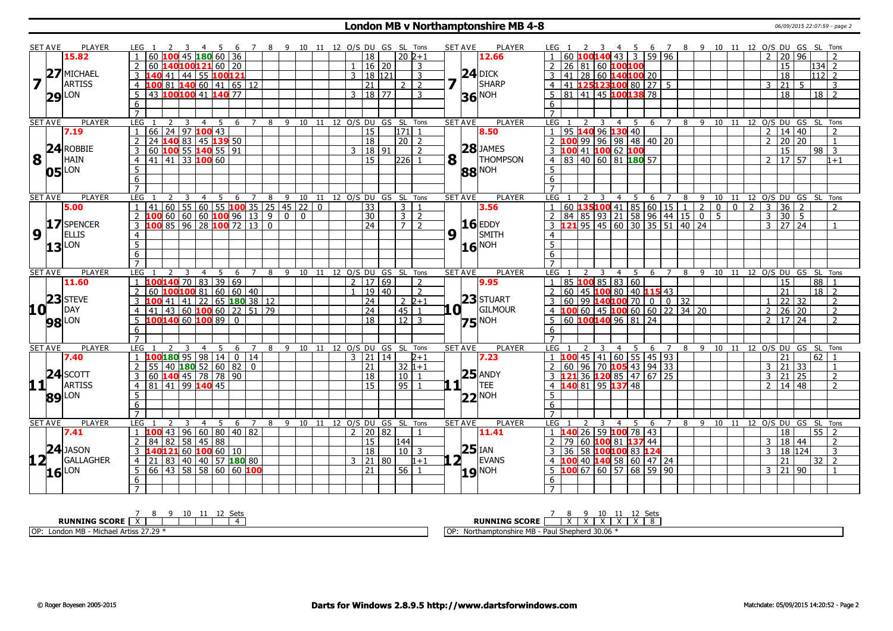# London MB v Northamptonshire MB 4-8

06/09/2015 22:07:59 - page 2

| SET AVE | PLAYER | LEG | 1 | 2 | 3 | 4 | 5 | 6 | 7 | 8 | 9 | 10 | 11 | 12 | O/S | DU | GS | SL | Tons | SET AVE | PLAYER | LEG | 1 | 2 | 3 | 4 | 5 | 6 | 7 | 8 | 9 | 10 | 11 | 12 | O/S | DU | GS | SL | Tons |
|---|---|---|---|---|---|---|---|---|---|---|---|---|---|---|---|---|---|---|---|---|---|---|---|---|---|---|---|---|---|---|---|---|---|---|---|---|---|---|---|
| 15.82 | 7 27 MICHAEL ARTISS 29 LON | 1 | 60 | 100 | 45 | 180 | 60 | 36 | | | | | | | | 18 | | 20 | 2+1 | 12.66 | 7 24 DICK SHARP 36 NOH | 1 | 60 | 100 | 140 | 43 | 3 | 59 | 96 | | | | | | 2 | 20 | 96 | | 2 |
| | | 2 | 60 | 140 | 100 | 121 | 60 | 20 | | | | | | | 1 | 16 | 20 | | 3 | | | 2 | 26 | 81 | 60 | 100 | 100 | | | | | | | | | 15 | | 134 | 2 |
| | | 3 | 140 | 41 | 44 | 55 | 100 | 121 | | | | | | | 3 | 18 | 121 | | 3 | | | 3 | 41 | 28 | 60 | 140 | 100 | 20 | | | | | | | | 18 | | 112 | 2 |
| | | 4 | 100 | 81 | 140 | 60 | 41 | 65 | 12 | | | | | | | 21 | | 2 | 2 | | | 4 | 41 | 125 | 123 | 100 | 80 | 27 | 5 | | | | | | 3 | 21 | 5 | | 3 |
| | | 5 | 43 | 100 | 100 | 41 | 140 | 77 | | | | | | | 3 | 18 | 77 | | 3 | | | 5 | 81 | 41 | 45 | 100 | 138 | 78 | | | | | | | | 18 | | 18 | 2 |
| | | 6 | | | | | | | | | | | | | | | | | | | | 6 | | | | | | | | | | | | | | | | | |
| | | 7 | | | | | | | | | | | | | | | | | | | | 7 | | | | | | | | | | | | | | | | | |
| 7.19 | 8 24 ROBBIE HAIN 05 LON | 1 | 66 | 24 | 97 | 100 | 43 | | | | | | | | | 15 | | 171 | 1 | 8.50 | 8 28 JAMES THOMPSON 88 NOH | 1 | 95 | 140 | 96 | 130 | 40 | | | | | | | | 2 | 14 | 40 | | 2 |
| | | 2 | 24 | 140 | 83 | 45 | 139 | 50 | | | | | | | | 18 | | 20 | 2 | | | 2 | 100 | 99 | 96 | 98 | 48 | 40 | 20 | | | | | | 2 | 20 | 20 | | 1 |
| | | 3 | 60 | 100 | 55 | 140 | 55 | 91 | | | | | | | 3 | 18 | 91 | | 2 | | | 3 | 100 | 41 | 100 | 62 | 100 | | | | | | | | | 15 | | 98 | 3 |
| | | 4 | 41 | 41 | 33 | 100 | 60 | | | | | | | | | 15 | | 226 | 1 | | | 4 | 83 | 40 | 60 | 81 | 180 | 57 | | | | | | | 2 | 17 | 57 | | 1+1 |
| | | 5 | | | | | | | | | | | | | | | | | | | | 5 | | | | | | | | | | | | | | | | | |
| | | 6 | | | | | | | | | | | | | | | | | | | | 6 | | | | | | | | | | | | | | | | | |
| | | 7 | | | | | | | | | | | | | | | | | | | | 7 | | | | | | | | | | | | | | | | | |
| 5.00 | 9 17 SPENCER ELLIS 13 LON | 1 | 41 | 60 | 55 | 60 | 55 | 100 | 35 | 25 | 45 | 22 | 0 | | | 33 | | 3 | 1 | 3.56 | 9 16 EDDY SMITH 16 NOH | 1 | 60 | 135 | 100 | 41 | 85 | 60 | 15 | 1 | 2 | 0 | 0 | 2 | 3 | 36 | 2 | | 2 |
| | | 2 | 100 | 60 | 60 | 60 | 100 | 96 | 13 | 9 | 0 | 0 | | | | 30 | | 3 | 2 | | | 2 | 84 | 85 | 93 | 21 | 58 | 96 | 44 | 15 | 0 | 5 | | | 3 | 30 | 5 | | |
| | | 3 | 100 | 85 | 96 | 28 | 100 | 72 | 13 | 0 | | | | | | 24 | | 7 | 2 | | | 3 | 121 | 95 | 45 | 60 | 30 | 35 | 51 | 40 | 24 | | | | 3 | 27 | 24 | | 1 |
| | | 4 | | | | | | | | | | | | | | | | | | | | 4 | | | | | | | | | | | | | | | | | |
| | | 5 | | | | | | | | | | | | | | | | | | | | 5 | | | | | | | | | | | | | | | | | |
| | | 6 | | | | | | | | | | | | | | | | | | | | 6 | | | | | | | | | | | | | | | | | |
| | | 7 | | | | | | | | | | | | | | | | | | | | 7 | | | | | | | | | | | | | | | | | |
| 11.60 | 10 23 STEVE DAY 98 LON | 1 | 100 | 140 | 70 | 83 | 39 | 69 | | | | | | | 2 | 17 | 69 | | 2 | 9.95 | 10 23 STUART GILMOUR 75 NOH | 1 | 85 | 100 | 85 | 83 | 60 | | | | | | | | | 15 | | 88 | 1 |
| | | 2 | 60 | 100 | 100 | 81 | 60 | 60 | 40 | | | | | | 1 | 19 | 40 | | 2 | | | 2 | 60 | 45 | 100 | 80 | 40 | 115 | 43 | | | | | | | 21 | | 18 | 2 |
| | | 3 | 100 | 41 | 41 | 22 | 65 | 180 | 38 | 12 | | | | | | 24 | | 2 | 2+1 | | | 3 | 60 | 99 | 140 | 100 | 70 | 0 | 0 | 32 | | | | | 1 | 22 | 32 | | 2 |
| | | 4 | 41 | 43 | 60 | 100 | 60 | 22 | 51 | 79 | | | | | | 24 | | 45 | 1 | | | 4 | 100 | 60 | 45 | 100 | 60 | 60 | 22 | 34 | 20 | | | | 2 | 26 | 20 | | 2 |
| | | 5 | 100 | 140 | 60 | 100 | 89 | 0 | | | | | | | | 18 | | 12 | 3 | | | 5 | 60 | 100 | 140 | 96 | 81 | 24 | | | | | | | 2 | 17 | 24 | | 2 |
| | | 6 | | | | | | | | | | | | | | | | | | | | 6 | | | | | | | | | | | | | | | | | |
| | | 7 | | | | | | | | | | | | | | | | | | | | 7 | | | | | | | | | | | | | | | | | |
| 7.40 | 11 24 SCOTT ARTISS 89 LON | 1 | 100 | 180 | 95 | 98 | 14 | 0 | 14 | | | | | | 3 | 21 | 14 | | 2+1 | 7.23 | 11 25 ANDY TEE 22 NOH | 1 | 100 | 45 | 41 | 60 | 55 | 45 | 93 | | | | | | | 21 | | 62 | 1 |
| | | 2 | 55 | 40 | 180 | 52 | 60 | 82 | 0 | | | | | | | 21 | | 32 | 1+1 | | | 2 | 60 | 96 | 70 | 105 | 43 | 94 | 33 | | | | | | 3 | 21 | 33 | | 1 |
| | | 3 | 60 | 140 | 45 | 78 | 78 | 90 | | | | | | | | 18 | | 10 | 1 | | | 3 | 121 | 36 | 120 | 85 | 47 | 67 | 25 | | | | | | 3 | 21 | 25 | | 2 |
| | | 4 | 81 | 41 | 99 | 140 | 45 | | | | | | | | | 15 | | 95 | 1 | | | 4 | 140 | 81 | 95 | 137 | 48 | | | | | | | | 2 | 14 | 48 | | 2 |
| | | 5 | | | | | | | | | | | | | | | | | | | | 5 | | | | | | | | | | | | | | | | | |
| | | 6 | | | | | | | | | | | | | | | | | | | | 6 | | | | | | | | | | | | | | | | | |
| | | 7 | | | | | | | | | | | | | | | | | | | | 7 | | | | | | | | | | | | | | | | | |
| 7.41 | 12 24 JASON GALLAGHER 16 LON | 1 | 100 | 43 | 96 | 60 | 80 | 40 | 82 | | | | | | 2 | 20 | 82 | | 1 | 11.41 | 12 25 IAN EVANS 19 NOH | 1 | 140 | 26 | 59 | 100 | 78 | 43 | | | | | | | | 18 | | 55 | 2 |
| | | 2 | 84 | 82 | 58 | 45 | 88 | | | | | | | | | 15 | | 144 | | | | 2 | 79 | 60 | 100 | 81 | 137 | 44 | | | | | | | 3 | 18 | 44 | | 2 |
| | | 3 | 140 | 121 | 60 | 100 | 60 | 10 | | | | | | | | 18 | | 10 | 3 | | | 3 | 36 | 58 | 100 | 100 | 83 | 124 | | | | | | | 3 | 18 | 124 | | 3 |
| | | 4 | 21 | 83 | 40 | 40 | 57 | 180 | 80 | | | | | | 3 | 21 | 80 | | 1+1 | | | 4 | 100 | 40 | 140 | 58 | 60 | 47 | 24 | | | | | | | 21 | | 32 | 2 |
| | | 5 | 66 | 43 | 58 | 58 | 60 | 60 | 100 | | | | | | | 21 | | 56 | 1 | | | 5 | 100 | 67 | 60 | 57 | 68 | 59 | 90 | | | | | | 3 | 21 | 90 | | 1 |
| | | 6 | | | | | | | | | | | | | | | | | | | | 6 | | | | | | | | | | | | | | | | | |
| | | 7 | | | | | | | | | | | | | | | | | | | | 7 | | | | | | | | | | | | | | | | | |

| RUNNING SCORE | 7 | 8 | 9 | 10 | 11 | 12 | Sets |
|---|---|---|---|---|---|---|---|
| London MB | X | | | | | | 4 |
| Northamptonshire MB | | X | X | X | X | X | 8 |

OP: London MB - Michael Artiss 27.29 *

OP: Northamptonshire MB - Paul Shepherd 30.06 *

© Roger Boyesen 2005-2015 | **Darts for Windows 2.8.9.5 http://www.dartsforwindows.com** | Matchdate: 05/09/2015 14:20:52 - Page 2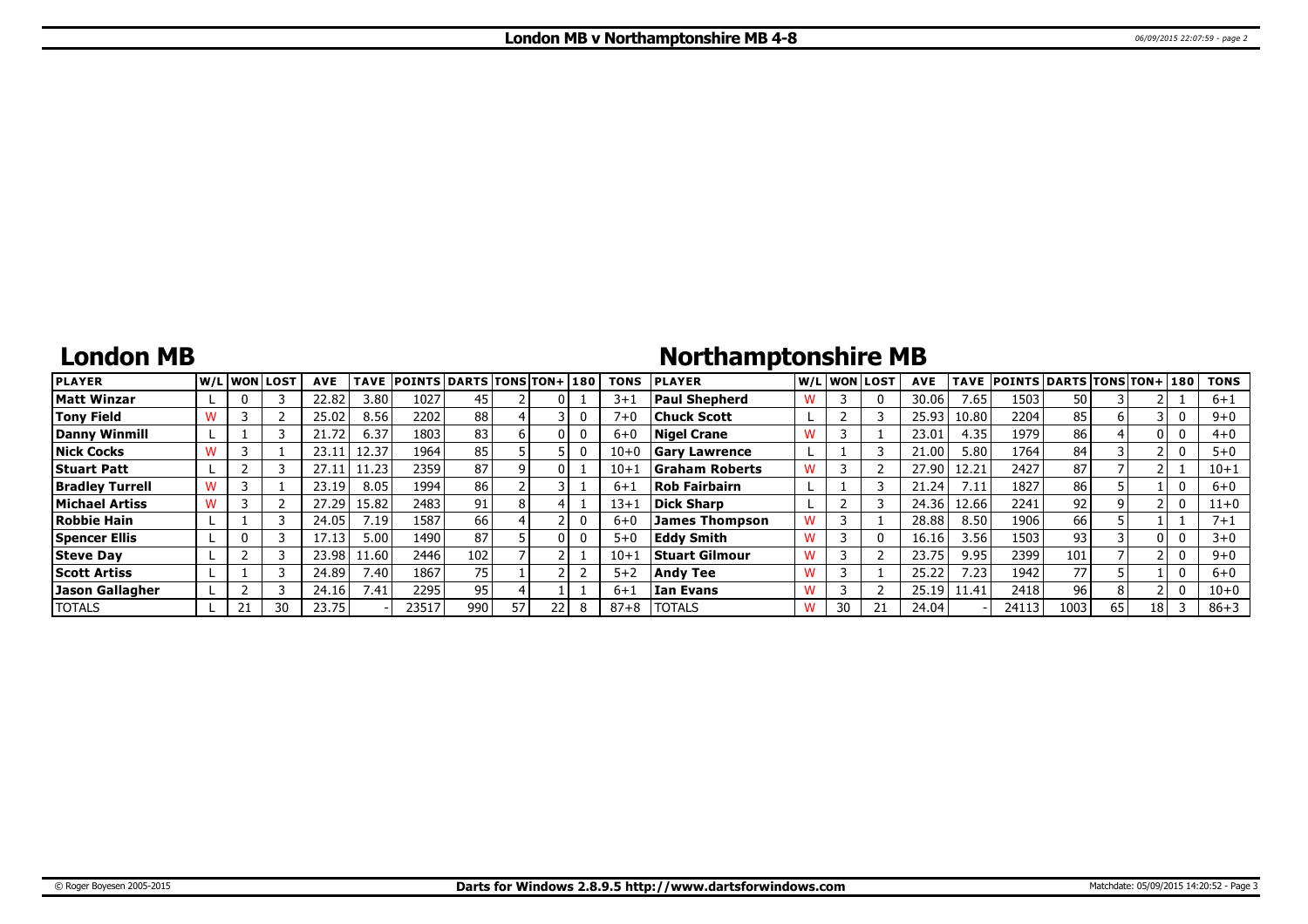# London MB v Northamptonshire MB 4-8

## London MB

## Northamptonshire MB

| PLAYER | W/L | WON | LOST | AVE | TAVE | POINTS | DARTS | TONS | TON+ | 180 | TONS | PLAYER | W/L | WON | LOST | AVE | TAVE | POINTS | DARTS | TONS | TON+ | 180 | TONS |
|---|---|---|---|---|---|---|---|---|---|---|---|---|---|---|---|---|---|---|---|---|---|---|---|
| **Matt Winzar** | L | 0 | 3 | 22.82 | 3.80 | 1027 | 45 | 2 | 0 | 1 | 3+1 | **Paul Shepherd** | W | 3 | 0 | 30.06 | 7.65 | 1503 | 50 | 3 | 2 | 1 | 6+1 |
| **Tony Field** | W | 3 | 2 | 25.02 | 8.56 | 2202 | 88 | 4 | 3 | 0 | 7+0 | **Chuck Scott** | L | 2 | 3 | 25.93 | 10.80 | 2204 | 85 | 6 | 3 | 0 | 9+0 |
| **Danny Winmill** | L | 1 | 3 | 21.72 | 6.37 | 1803 | 83 | 6 | 0 | 0 | 6+0 | **Nigel Crane** | W | 3 | 1 | 23.01 | 4.35 | 1979 | 86 | 4 | 0 | 0 | 4+0 |
| **Nick Cocks** | W | 3 | 1 | 23.11 | 12.37 | 1964 | 85 | 5 | 5 | 0 | 10+0 | **Gary Lawrence** | L | 1 | 3 | 21.00 | 5.80 | 1764 | 84 | 3 | 2 | 0 | 5+0 |
| **Stuart Patt** | L | 2 | 3 | 27.11 | 11.23 | 2359 | 87 | 9 | 0 | 1 | 10+1 | **Graham Roberts** | W | 3 | 2 | 27.90 | 12.21 | 2427 | 87 | 7 | 2 | 1 | 10+1 |
| **Bradley Turrell** | W | 3 | 1 | 23.19 | 8.05 | 1994 | 86 | 2 | 3 | 1 | 6+1 | **Rob Fairbairn** | L | 1 | 3 | 21.24 | 7.11 | 1827 | 86 | 5 | 1 | 0 | 6+0 |
| **Michael Artiss** | W | 3 | 2 | 27.29 | 15.82 | 2483 | 91 | 8 | 4 | 1 | 13+1 | **Dick Sharp** | L | 2 | 3 | 24.36 | 12.66 | 2241 | 92 | 9 | 2 | 0 | 11+0 |
| **Robbie Hain** | L | 1 | 3 | 24.05 | 7.19 | 1587 | 66 | 4 | 2 | 0 | 6+0 | **James Thompson** | W | 3 | 1 | 28.88 | 8.50 | 1906 | 66 | 5 | 1 | 1 | 7+1 |
| **Spencer Ellis** | L | 0 | 3 | 17.13 | 5.00 | 1490 | 87 | 5 | 0 | 0 | 5+0 | **Eddy Smith** | W | 3 | 0 | 16.16 | 3.56 | 1503 | 93 | 3 | 0 | 0 | 3+0 |
| **Steve Day** | L | 2 | 3 | 23.98 | 11.60 | 2446 | 102 | 7 | 2 | 1 | 10+1 | **Stuart Gilmour** | W | 3 | 2 | 23.75 | 9.95 | 2399 | 101 | 7 | 2 | 0 | 9+0 |
| **Scott Artiss** | L | 1 | 3 | 24.89 | 7.40 | 1867 | 75 | 1 | 2 | 2 | 5+2 | **Andy Tee** | W | 3 | 1 | 25.22 | 7.23 | 1942 | 77 | 5 | 1 | 0 | 6+0 |
| **Jason Gallagher** | L | 2 | 3 | 24.16 | 7.41 | 2295 | 95 | 4 | 1 | 1 | 6+1 | **Ian Evans** | W | 3 | 2 | 25.19 | 11.41 | 2418 | 96 | 8 | 2 | 0 | 10+0 |
| TOTALS | L | 21 | 30 | 23.75 | - | 23517 | 990 | 57 | 22 | 8 | 87+8 | TOTALS | W | 30 | 21 | 24.04 | - | 24113 | 1003 | 65 | 18 | 3 | 86+3 |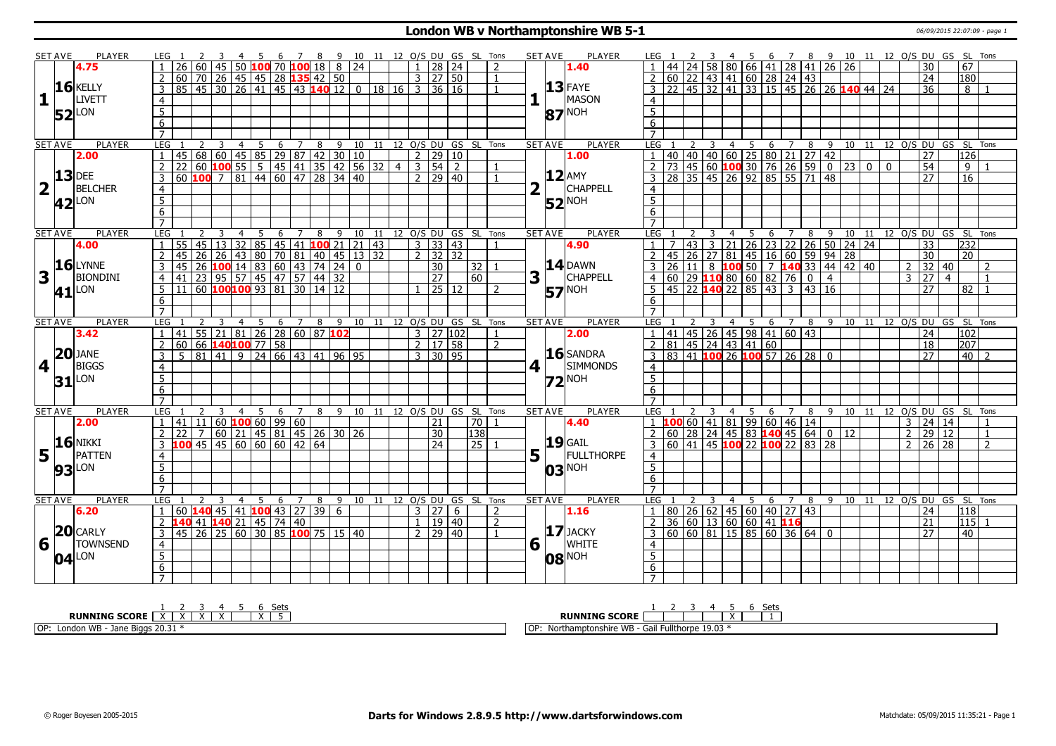# London WB v Northamptonshire WB 5-1

06/09/2015 22:07:09 - page 1

## Set 1

| SET AVE | PLAYER | LEG | 1 | 2 | 3 | 4 | 5 | 6 | 7 | 8 | 9 | 10 | 11 | 12 | O/S | DU | GS | SL | Tons |
|---|---|---|---|---|---|---|---|---|---|---|---|---|---|---|---|---|---|---|---|
| 4.75 | KELLY LIVETT (LON) | 1 | 26 | 60 | 45 | 50 | 100 | 70 | 100 | 18 | 8 | 24 | | | 1 | 28 | 24 | | 2 |
| 16.52 | | 2 | 60 | 70 | 26 | 45 | 45 | 28 | 135 | 42 | 50 | | | | 3 | 27 | 50 | | 1 |
| | | 3 | 85 | 45 | 30 | 26 | 41 | 45 | 43 | 140 | 12 | 0 | 18 | 16 | 3 | 36 | 16 | | 1 |

| SET AVE | PLAYER | LEG | 1 | 2 | 3 | 4 | 5 | 6 | 7 | 8 | 9 | 10 | 11 | 12 | O/S | DU | GS | SL | Tons |
|---|---|---|---|---|---|---|---|---|---|---|---|---|---|---|---|---|---|---|---|
| 1.40 | FAYE MASON (NOH) | 1 | 44 | 24 | 58 | 80 | 66 | 41 | 28 | 41 | 26 | 26 | | | | 30 | | 67 | |
| 13.87 | | 2 | 60 | 22 | 43 | 41 | 60 | 28 | 24 | 43 | | | | | | 24 | | 180 | |
| | | 3 | 22 | 45 | 32 | 41 | 33 | 15 | 45 | 26 | 26 | 140 | 44 | 24 | | 36 | | 8 | 1 |

## Set 2

| SET AVE | PLAYER | LEG | 1 | 2 | 3 | 4 | 5 | 6 | 7 | 8 | 9 | 10 | 11 | 12 | O/S | DU | GS | SL | Tons |
|---|---|---|---|---|---|---|---|---|---|---|---|---|---|---|---|---|---|---|---|
| 2.00 | DEE BELCHER (LON) | 1 | 45 | 68 | 60 | 45 | 85 | 29 | 87 | 42 | 30 | 10 | | | 2 | 29 | 10 | | |
| 13.42 | | 2 | 22 | 60 | 100 | 55 | 5 | 45 | 41 | 35 | 42 | 56 | 32 | 4 | 3 | 54 | 2 | | 1 |
| | | 3 | 60 | 100 | 7 | 81 | 44 | 60 | 47 | 28 | 34 | 40 | | | 2 | 29 | 40 | | 1 |

| SET AVE | PLAYER | LEG | 1 | 2 | 3 | 4 | 5 | 6 | 7 | 8 | 9 | 10 | 11 | 12 | O/S | DU | GS | SL | Tons |
|---|---|---|---|---|---|---|---|---|---|---|---|---|---|---|---|---|---|---|---|
| 1.00 | AMY CHAPPELL (NOH) | 1 | 40 | 40 | 40 | 60 | 25 | 80 | 21 | 27 | 42 | | | | | 27 | | 126 | |
| 12.52 | | 2 | 73 | 45 | 60 | 100 | 30 | 76 | 26 | 59 | 0 | 23 | 0 | 0 | | 54 | | 9 | 1 |
| | | 3 | 28 | 35 | 45 | 26 | 92 | 85 | 55 | 71 | 48 | | | | | 27 | | 16 | |

## Set 3

| SET AVE | PLAYER | LEG | 1 | 2 | 3 | 4 | 5 | 6 | 7 | 8 | 9 | 10 | 11 | 12 | O/S | DU | GS | SL | Tons |
|---|---|---|---|---|---|---|---|---|---|---|---|---|---|---|---|---|---|---|---|
| 4.00 | LYNNE BIONDINI (LON) | 1 | 55 | 45 | 13 | 32 | 85 | 45 | 41 | 100 | 21 | 21 | 43 | | 3 | 33 | 43 | | 1 |
| 16.41 | | 2 | 45 | 26 | 26 | 43 | 80 | 70 | 81 | 40 | 45 | 13 | 32 | | 2 | 32 | 32 | | |
| | | 3 | 45 | 26 | 100 | 14 | 83 | 60 | 43 | 74 | 24 | 0 | | | | 30 | | 32 | 1 |
| | | 4 | 41 | 23 | 95 | 57 | 45 | 47 | 57 | 44 | 32 | | | | | 27 | | 60 | |
| | | 5 | 11 | 60 | 100 | 100 | 93 | 81 | 30 | 14 | 12 | | | | 1 | 25 | 12 | | 2 |

| SET AVE | PLAYER | LEG | 1 | 2 | 3 | 4 | 5 | 6 | 7 | 8 | 9 | 10 | 11 | 12 | O/S | DU | GS | SL | Tons |
|---|---|---|---|---|---|---|---|---|---|---|---|---|---|---|---|---|---|---|---|
| 4.90 | DAWN CHAPPELL (NOH) | 1 | 7 | 43 | 3 | 21 | 26 | 23 | 22 | 26 | 50 | 24 | 24 | | | 33 | | 232 | |
| 14.57 | | 2 | 45 | 26 | 27 | 81 | 45 | 16 | 60 | 59 | 94 | 28 | | | | 30 | | 20 | |
| | | 3 | 26 | 11 | 8 | 100 | 50 | 7 | 140 | 33 | 44 | 42 | 40 | | 2 | 32 | 40 | | 2 |
| | | 4 | 60 | 29 | 110 | 80 | 60 | 82 | 76 | 0 | 4 | | | | 3 | 27 | 4 | | 1 |
| | | 5 | 45 | 22 | 140 | 22 | 85 | 43 | 3 | 43 | 16 | | | | | 27 | | 82 | 1 |

## Set 4

| SET AVE | PLAYER | LEG | 1 | 2 | 3 | 4 | 5 | 6 | 7 | 8 | 9 | 10 | 11 | 12 | O/S | DU | GS | SL | Tons |
|---|---|---|---|---|---|---|---|---|---|---|---|---|---|---|---|---|---|---|---|
| 3.42 | JANE BIGGS (LON) | 1 | 41 | 55 | 21 | 81 | 26 | 28 | 60 | 87 | 102 | | | | 3 | 27 | 102 | | 1 |
| 20.31 | | 2 | 60 | 66 | 140 | 100 | 77 | 58 | | | | | | | 2 | 17 | 58 | | 2 |
| | | 3 | 5 | 81 | 41 | 9 | 24 | 66 | 43 | 41 | 96 | 95 | | | 3 | 30 | 95 | | |

| SET AVE | PLAYER | LEG | 1 | 2 | 3 | 4 | 5 | 6 | 7 | 8 | 9 | 10 | 11 | 12 | O/S | DU | GS | SL | Tons |
|---|---|---|---|---|---|---|---|---|---|---|---|---|---|---|---|---|---|---|---|
| 2.00 | SANDRA SIMMONDS (NOH) | 1 | 41 | 45 | 26 | 45 | 98 | 41 | 60 | 43 | | | | | | 24 | | 102 | |
| 16.72 | | 2 | 81 | 45 | 24 | 43 | 41 | 60 | | | | | | | | 18 | | 207 | |
| | | 3 | 83 | 41 | 100 | 26 | 100 | 57 | 26 | 28 | 0 | | | | | 27 | | 40 | 2 |

## Set 5

| SET AVE | PLAYER | LEG | 1 | 2 | 3 | 4 | 5 | 6 | 7 | 8 | 9 | 10 | 11 | 12 | O/S | DU | GS | SL | Tons |
|---|---|---|---|---|---|---|---|---|---|---|---|---|---|---|---|---|---|---|---|
| 2.00 | NIKKI PATTEN (LON) | 1 | 41 | 11 | 60 | 100 | 60 | 99 | 60 | | | | | | | 21 | | 70 | 1 |
| 16.93 | | 2 | 22 | 7 | 60 | 21 | 45 | 81 | 45 | 26 | 30 | 26 | | | | 30 | | 138 | |
| | | 3 | 100 | 45 | 45 | 60 | 60 | 60 | 42 | 64 | | | | | | 24 | | 25 | 1 |

| SET AVE | PLAYER | LEG | 1 | 2 | 3 | 4 | 5 | 6 | 7 | 8 | 9 | 10 | 11 | 12 | O/S | DU | GS | SL | Tons |
|---|---|---|---|---|---|---|---|---|---|---|---|---|---|---|---|---|---|---|---|
| 4.40 | GAIL FULLTHORPE (NOH) | 1 | 100 | 60 | 41 | 81 | 99 | 60 | 46 | 14 | | | | | 3 | 24 | 14 | | 1 |
| 19.03 | | 2 | 60 | 28 | 24 | 45 | 83 | 140 | 45 | 64 | 0 | 12 | | | 2 | 29 | 12 | | 1 |
| | | 3 | 60 | 41 | 45 | 100 | 22 | 100 | 22 | 83 | 28 | | | | 2 | 26 | 28 | | 2 |

## Set 6

| SET AVE | PLAYER | LEG | 1 | 2 | 3 | 4 | 5 | 6 | 7 | 8 | 9 | 10 | 11 | 12 | O/S | DU | GS | SL | Tons |
|---|---|---|---|---|---|---|---|---|---|---|---|---|---|---|---|---|---|---|---|
| 6.20 | CARLY TOWNSEND (LON) | 1 | 60 | 140 | 45 | 41 | 100 | 43 | 27 | 39 | 6 | | | | 3 | 27 | 6 | | 2 |
| 20.04 | | 2 | 140 | 41 | 140 | 21 | 45 | 74 | 40 | | | | | | 1 | 19 | 40 | | 2 |
| | | 3 | 45 | 26 | 25 | 60 | 30 | 85 | 100 | 75 | 15 | 40 | | | 2 | 29 | 40 | | 1 |

| SET AVE | PLAYER | LEG | 1 | 2 | 3 | 4 | 5 | 6 | 7 | 8 | 9 | 10 | 11 | 12 | O/S | DU | GS | SL | Tons |
|---|---|---|---|---|---|---|---|---|---|---|---|---|---|---|---|---|---|---|---|
| 1.16 | JACKY WHITE (NOH) | 1 | 80 | 26 | 62 | 45 | 60 | 40 | 27 | 43 | | | | | | 24 | | 118 | |
| 17.08 | | 2 | 36 | 60 | 13 | 60 | 60 | 41 | 116 | | | | | | | 21 | | 115 | 1 |
| | | 3 | 60 | 60 | 81 | 15 | 85 | 60 | 36 | 64 | 0 | | | | | 27 | | 40 | |

## Running Score

| | 1 | 2 | 3 | 4 | 5 | 6 | Sets |
|---|---|---|---|---|---|---|---|
| London WB | X | X | X | X | | X | 5 |
| Northamptonshire WB | | | | | X | | 1 |

OP: London WB - Jane Biggs 20.31 *

OP: Northamptonshire WB - Gail Fullthorpe 19.03 *

© Roger Boyesen 2005-2015 | **Darts for Windows 2.8.9.5 http://www.dartsforwindows.com** | Matchdate: 05/09/2015 11:35:21 - Page 1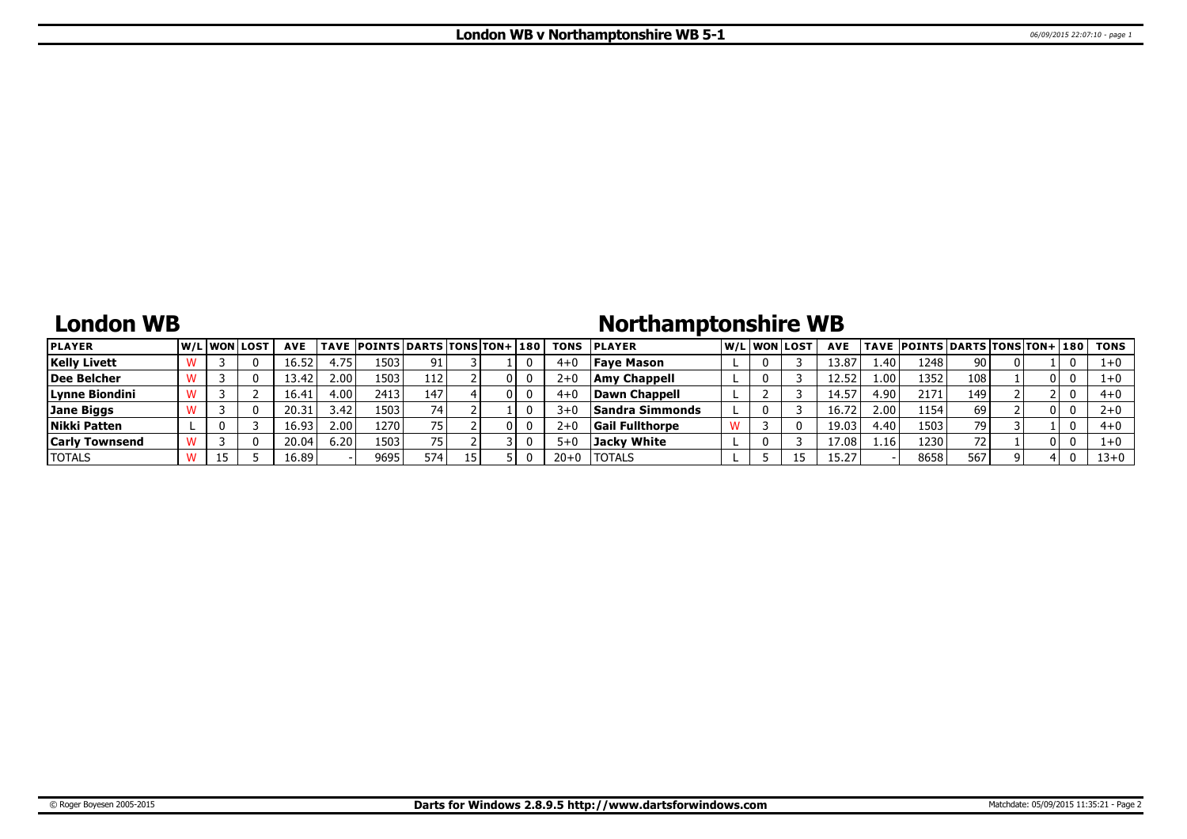# London WB v Northamptonshire WB 5-1

## London WB

| PLAYER | W/L | WON | LOST | AVE | TAVE | POINTS | DARTS | TONS | TON+ | 180 | TONS |
|---|---|---|---|---|---|---|---|---|---|---|---|
| Kelly Livett | W | 3 | 0 | 16.52 | 4.75 | 1503 | 91 | 3 | 1 | 0 | 4+0 |
| Dee Belcher | W | 3 | 0 | 13.42 | 2.00 | 1503 | 112 | 2 | 0 | 0 | 2+0 |
| Lynne Biondini | W | 3 | 2 | 16.41 | 4.00 | 2413 | 147 | 4 | 0 | 0 | 4+0 |
| Jane Biggs | W | 3 | 0 | 20.31 | 3.42 | 1503 | 74 | 2 | 1 | 0 | 3+0 |
| Nikki Patten | L | 0 | 3 | 16.93 | 2.00 | 1270 | 75 | 2 | 0 | 0 | 2+0 |
| Carly Townsend | W | 3 | 0 | 20.04 | 6.20 | 1503 | 75 | 2 | 3 | 0 | 5+0 |
| TOTALS | W | 15 | 5 | 16.89 | - | 9695 | 574 | 15 | 5 | 0 | 20+0 |

## Northamptonshire WB

| PLAYER | W/L | WON | LOST | AVE | TAVE | POINTS | DARTS | TONS | TON+ | 180 | TONS |
|---|---|---|---|---|---|---|---|---|---|---|---|
| Faye Mason | L | 0 | 3 | 13.87 | 1.40 | 1248 | 90 | 0 | 1 | 0 | 1+0 |
| Amy Chappell | L | 0 | 3 | 12.52 | 1.00 | 1352 | 108 | 1 | 0 | 0 | 1+0 |
| Dawn Chappell | L | 2 | 3 | 14.57 | 4.90 | 2171 | 149 | 2 | 2 | 0 | 4+0 |
| Sandra Simmonds | L | 0 | 3 | 16.72 | 2.00 | 1154 | 69 | 2 | 0 | 0 | 2+0 |
| Gail Fullthorpe | W | 3 | 0 | 19.03 | 4.40 | 1503 | 79 | 3 | 1 | 0 | 4+0 |
| Jacky White | L | 0 | 3 | 17.08 | 1.16 | 1230 | 72 | 1 | 0 | 0 | 1+0 |
| TOTALS | L | 5 | 15 | 15.27 | - | 8658 | 567 | 9 | 4 | 0 | 13+0 |